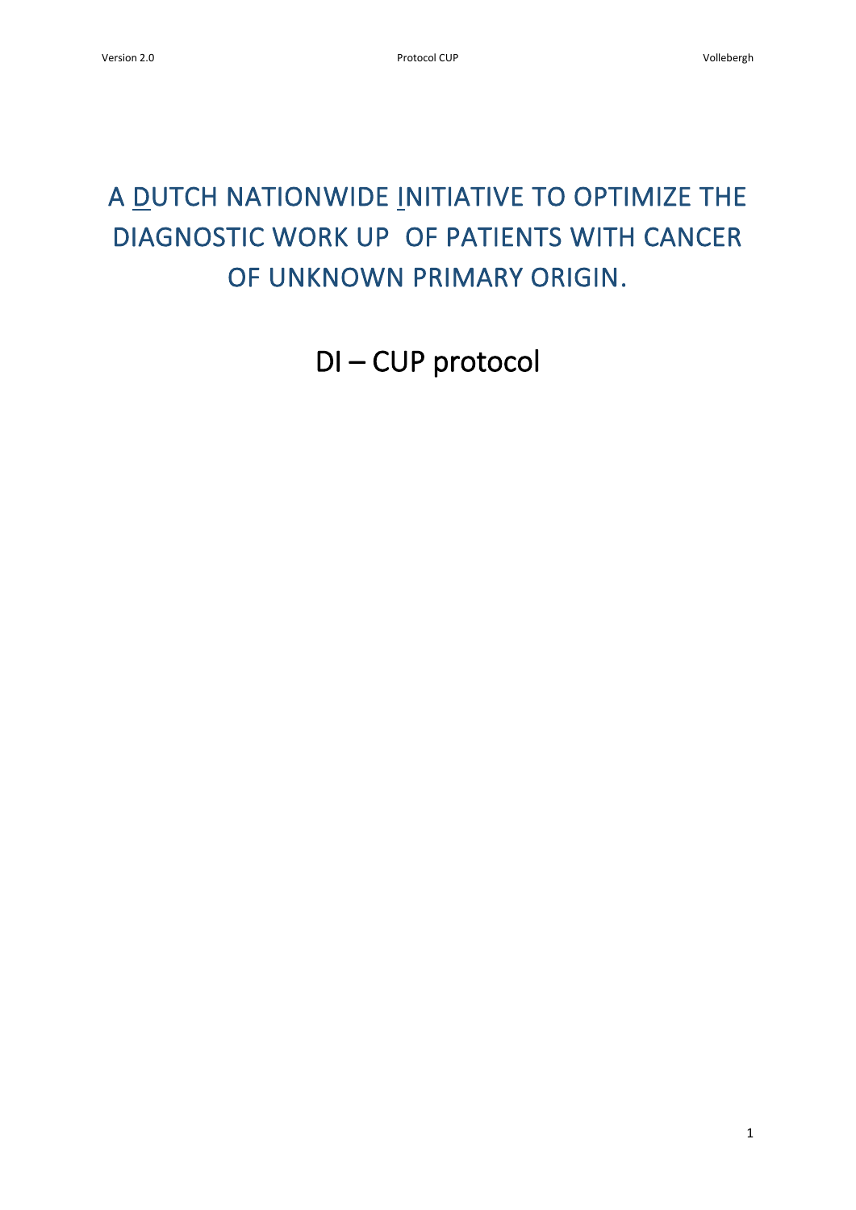# A DUTCH NATIONWIDE INITIATIVE TO OPTIMIZE THE DIAGNOSTIC WORK UP OF PATIENTS WITH CANCER OF UNKNOWN PRIMARY ORIGIN.

## DI – CUP protocol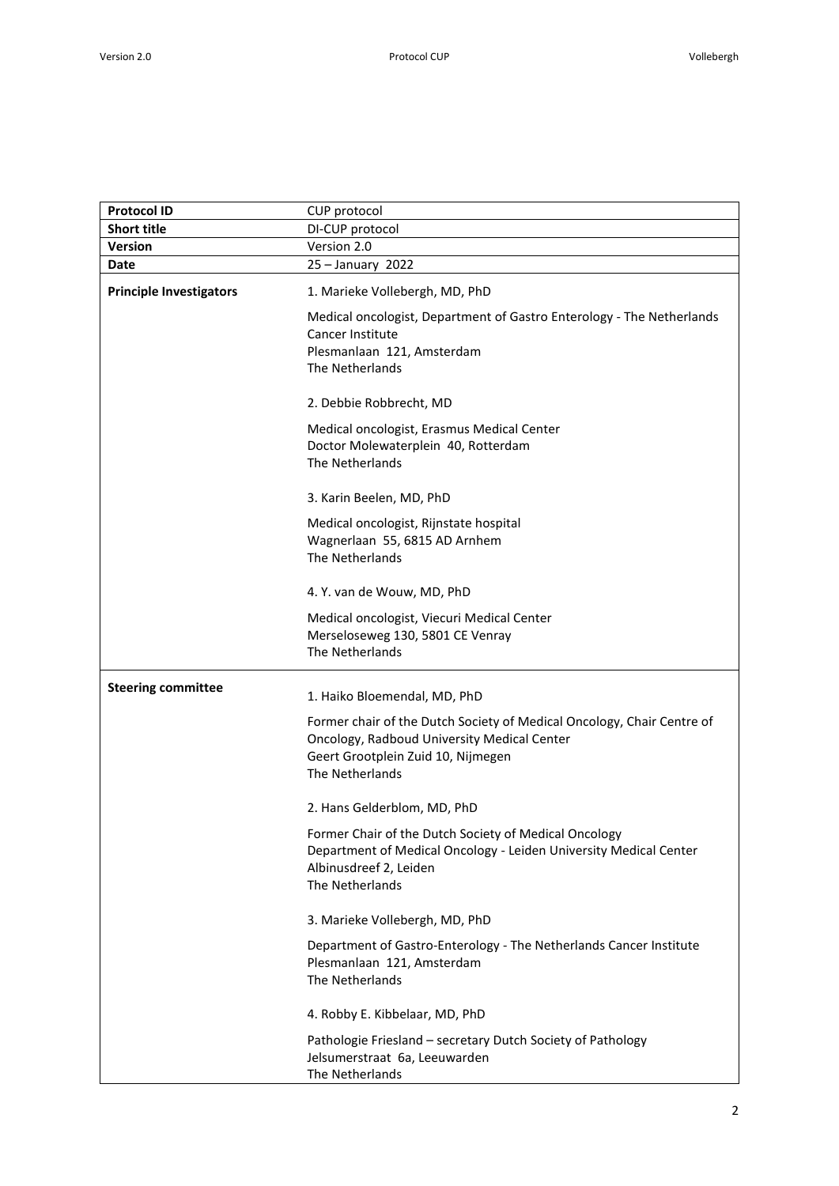| | |
|---|---|
| **Protocol ID** | CUP protocol |
| **Short title** | DI-CUP protocol |
| **Version** | Version 2.0 |
| **Date** | 25 – January 2022 |
| **Principle Investigators** | 1. Marieke Vollebergh, MD, PhD<br><br>Medical oncologist, Department of Gastro Enterology - The Netherlands Cancer Institute<br>Plesmanlaan 121, Amsterdam<br>The Netherlands<br><br>2. Debbie Robbrecht, MD<br><br>Medical oncologist, Erasmus Medical Center<br>Doctor Molewaterplein 40, Rotterdam<br>The Netherlands<br><br>3. Karin Beelen, MD, PhD<br><br>Medical oncologist, Rijnstate hospital<br>Wagnerlaan 55, 6815 AD Arnhem<br>The Netherlands<br><br>4. Y. van de Wouw, MD, PhD<br><br>Medical oncologist, Viecuri Medical Center<br>Merseloseweg 130, 5801 CE Venray<br>The Netherlands |
| **Steering committee** | 1. Haiko Bloemendal, MD, PhD<br><br>Former chair of the Dutch Society of Medical Oncology, Chair Centre of Oncology, Radboud University Medical Center<br>Geert Grootplein Zuid 10, Nijmegen<br>The Netherlands<br><br>2. Hans Gelderblom, MD, PhD<br><br>Former Chair of the Dutch Society of Medical Oncology<br>Department of Medical Oncology - Leiden University Medical Center<br>Albinusdreef 2, Leiden<br>The Netherlands<br><br>3. Marieke Vollebergh, MD, PhD<br><br>Department of Gastro-Enterology - The Netherlands Cancer Institute<br>Plesmanlaan 121, Amsterdam<br>The Netherlands<br><br>4. Robby E. Kibbelaar, MD, PhD<br><br>Pathologie Friesland – secretary Dutch Society of Pathology<br>Jelsumerstraat 6a, Leeuwarden<br>The Netherlands |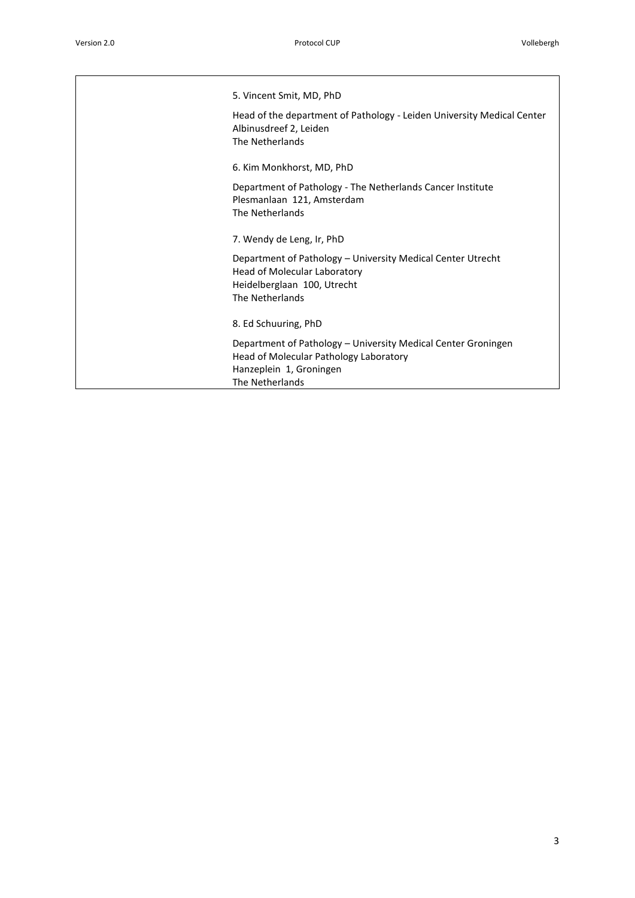| | |
|---|---|
| | 5. Vincent Smit, MD, PhD<br><br>Head of the department of Pathology - Leiden University Medical Center<br>Albinusdreef 2, Leiden<br>The Netherlands<br><br>6. Kim Monkhorst, MD, PhD<br><br>Department of Pathology - The Netherlands Cancer Institute<br>Plesmanlaan 121, Amsterdam<br>The Netherlands<br><br>7. Wendy de Leng, Ir, PhD<br><br>Department of Pathology – University Medical Center Utrecht<br>Head of Molecular Laboratory<br>Heidelberglaan 100, Utrecht<br>The Netherlands<br><br>8. Ed Schuuring, PhD<br><br>Department of Pathology – University Medical Center Groningen<br>Head of Molecular Pathology Laboratory<br>Hanzeplein 1, Groningen<br>The Netherlands |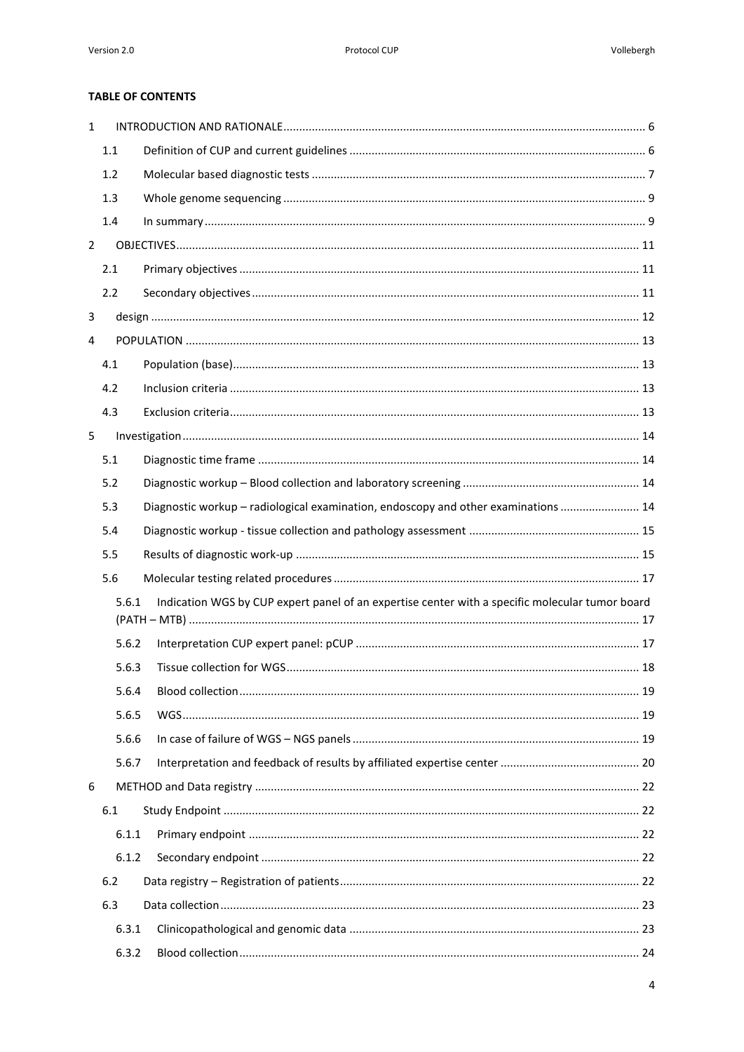**TABLE OF CONTENTS**

1 INTRODUCTION AND RATIONALE ........................................................................................................ 6

1.1 Definition of CUP and current guidelines ............................................................................................ 6

1.2 Molecular based diagnostic tests ......................................................................................................... 7

1.3 Whole genome sequencing ................................................................................................................. 9

1.4 In summary .......................................................................................................................................... 9

2 OBJECTIVES ........................................................................................................................................ 11

2.1 Primary objectives ............................................................................................................................. 11

2.2 Secondary objectives ......................................................................................................................... 11

3 design ................................................................................................................................................... 12

4 POPULATION ...................................................................................................................................... 13

4.1 Population (base) ............................................................................................................................... 13

4.2 Inclusion criteria ................................................................................................................................ 13

4.3 Exclusion criteria ................................................................................................................................ 13

5 Investigation ........................................................................................................................................ 14

5.1 Diagnostic time frame ........................................................................................................................ 14

5.2 Diagnostic workup – Blood collection and laboratory screening ........................................................ 14

5.3 Diagnostic workup – radiological examination, endoscopy and other examinations ......................... 14

5.4 Diagnostic workup - tissue collection and pathology assessment ...................................................... 15

5.5 Results of diagnostic work-up ............................................................................................................ 15

5.6 Molecular testing related procedures ................................................................................................ 17

5.6.1 Indication WGS by CUP expert panel of an expertise center with a specific molecular tumor board (PATH – MTB) ....................................................................................................................................... 17

5.6.2 Interpretation CUP expert panel: pCUP ......................................................................................... 17

5.6.3 Tissue collection for WGS .............................................................................................................. 18

5.6.4 Blood collection ............................................................................................................................. 19

5.6.5 WGS ............................................................................................................................................... 19

5.6.6 In case of failure of WGS – NGS panels .......................................................................................... 19

5.6.7 Interpretation and feedback of results by affiliated expertise center ............................................ 20

6 METHOD and Data registry .................................................................................................................. 22

6.1 Study Endpoint ................................................................................................................................... 22

6.1.1 Primary endpoint ........................................................................................................................... 22

6.1.2 Secondary endpoint ....................................................................................................................... 22

6.2 Data registry – Registration of patients .............................................................................................. 22

6.3 Data collection ................................................................................................................................... 23

6.3.1 Clinicopathological and genomic data ............................................................................................ 23

6.3.2 Blood collection ............................................................................................................................. 24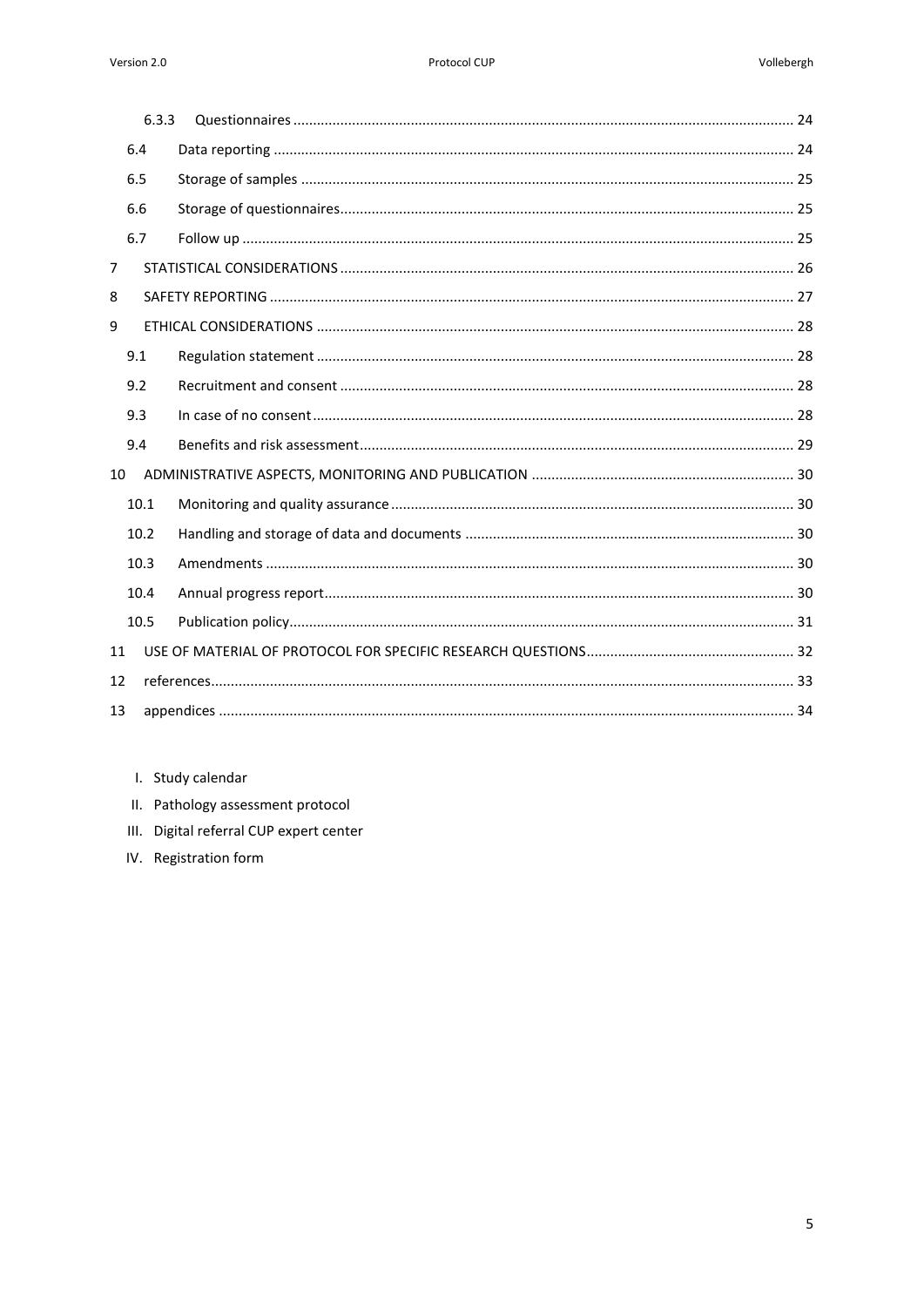6.3.3 Questionnaires ........ 24

6.4 Data reporting ........ 24

6.5 Storage of samples ........ 25

6.6 Storage of questionnaires ........ 25

6.7 Follow up ........ 25

7 STATISTICAL CONSIDERATIONS ........ 26

8 SAFETY REPORTING ........ 27

9 ETHICAL CONSIDERATIONS ........ 28

9.1 Regulation statement ........ 28

9.2 Recruitment and consent ........ 28

9.3 In case of no consent ........ 28

9.4 Benefits and risk assessment ........ 29

10 ADMINISTRATIVE ASPECTS, MONITORING AND PUBLICATION ........ 30

10.1 Monitoring and quality assurance ........ 30

10.2 Handling and storage of data and documents ........ 30

10.3 Amendments ........ 30

10.4 Annual progress report ........ 30

10.5 Publication policy ........ 31

11 USE OF MATERIAL OF PROTOCOL FOR SPECIFIC RESEARCH QUESTIONS ........ 32

12 references ........ 33

13 appendices ........ 34

I. Study calendar

II. Pathology assessment protocol

III. Digital referral CUP expert center

IV. Registration form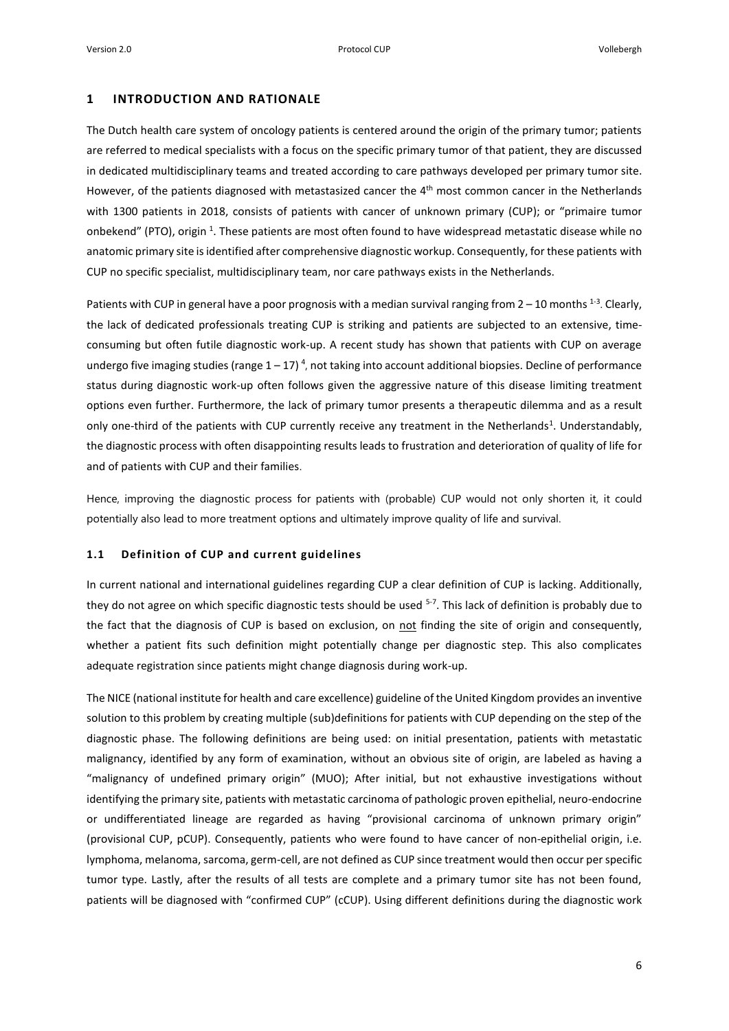# 1 INTRODUCTION AND RATIONALE

The Dutch health care system of oncology patients is centered around the origin of the primary tumor; patients are referred to medical specialists with a focus on the specific primary tumor of that patient, they are discussed in dedicated multidisciplinary teams and treated according to care pathways developed per primary tumor site. However, of the patients diagnosed with metastasized cancer the 4th most common cancer in the Netherlands with 1300 patients in 2018, consists of patients with cancer of unknown primary (CUP); or "primaire tumor onbekend" (PTO), origin [1]. These patients are most often found to have widespread metastatic disease while no anatomic primary site is identified after comprehensive diagnostic workup. Consequently, for these patients with CUP no specific specialist, multidisciplinary team, nor care pathways exists in the Netherlands.

Patients with CUP in general have a poor prognosis with a median survival ranging from 2 – 10 months [1-3]. Clearly, the lack of dedicated professionals treating CUP is striking and patients are subjected to an extensive, time-consuming but often futile diagnostic work-up. A recent study has shown that patients with CUP on average undergo five imaging studies (range 1 – 17) [4], not taking into account additional biopsies. Decline of performance status during diagnostic work-up often follows given the aggressive nature of this disease limiting treatment options even further. Furthermore, the lack of primary tumor presents a therapeutic dilemma and as a result only one-third of the patients with CUP currently receive any treatment in the Netherlands[1]. Understandably, the diagnostic process with often disappointing results leads to frustration and deterioration of quality of life for and of patients with CUP and their families.

Hence, improving the diagnostic process for patients with (probable) CUP would not only shorten it, it could potentially also lead to more treatment options and ultimately improve quality of life and survival.

## 1.1 Definition of CUP and current guidelines

In current national and international guidelines regarding CUP a clear definition of CUP is lacking. Additionally, they do not agree on which specific diagnostic tests should be used [5-7]. This lack of definition is probably due to the fact that the diagnosis of CUP is based on exclusion, on not finding the site of origin and consequently, whether a patient fits such definition might potentially change per diagnostic step. This also complicates adequate registration since patients might change diagnosis during work-up.

The NICE (national institute for health and care excellence) guideline of the United Kingdom provides an inventive solution to this problem by creating multiple (sub)definitions for patients with CUP depending on the step of the diagnostic phase. The following definitions are being used: on initial presentation, patients with metastatic malignancy, identified by any form of examination, without an obvious site of origin, are labeled as having a "malignancy of undefined primary origin" (MUO); After initial, but not exhaustive investigations without identifying the primary site, patients with metastatic carcinoma of pathologic proven epithelial, neuro-endocrine or undifferentiated lineage are regarded as having "provisional carcinoma of unknown primary origin" (provisional CUP, pCUP). Consequently, patients who were found to have cancer of non-epithelial origin, i.e. lymphoma, melanoma, sarcoma, germ-cell, are not defined as CUP since treatment would then occur per specific tumor type. Lastly, after the results of all tests are complete and a primary tumor site has not been found, patients will be diagnosed with "confirmed CUP" (cCUP). Using different definitions during the diagnostic work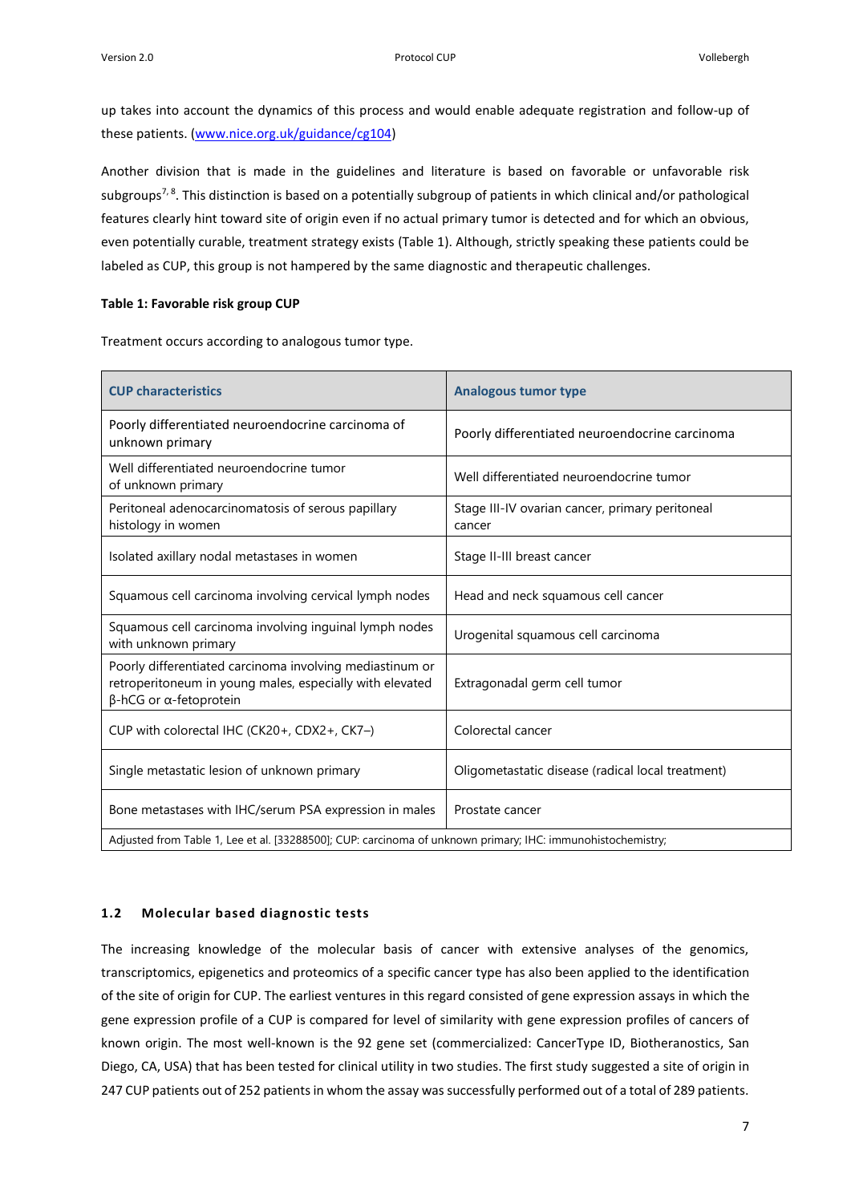up takes into account the dynamics of this process and would enable adequate registration and follow-up of these patients. (www.nice.org.uk/guidance/cg104)

Another division that is made in the guidelines and literature is based on favorable or unfavorable risk subgroups[7, 8]. This distinction is based on a potentially subgroup of patients in which clinical and/or pathological features clearly hint toward site of origin even if no actual primary tumor is detected and for which an obvious, even potentially curable, treatment strategy exists (Table 1). Although, strictly speaking these patients could be labeled as CUP, this group is not hampered by the same diagnostic and therapeutic challenges.

**Table 1: Favorable risk group CUP**

Treatment occurs according to analogous tumor type.

| CUP characteristics | Analogous tumor type |
|---|---|
| Poorly differentiated neuroendocrine carcinoma of unknown primary | Poorly differentiated neuroendocrine carcinoma |
| Well differentiated neuroendocrine tumor of unknown primary | Well differentiated neuroendocrine tumor |
| Peritoneal adenocarcinomatosis of serous papillary histology in women | Stage III-IV ovarian cancer, primary peritoneal cancer |
| Isolated axillary nodal metastases in women | Stage II-III breast cancer |
| Squamous cell carcinoma involving cervical lymph nodes | Head and neck squamous cell cancer |
| Squamous cell carcinoma involving inguinal lymph nodes with unknown primary | Urogenital squamous cell carcinoma |
| Poorly differentiated carcinoma involving mediastinum or retroperitoneum in young males, especially with elevated β-hCG or α-fetoprotein | Extragonadal germ cell tumor |
| CUP with colorectal IHC (CK20+, CDX2+, CK7–) | Colorectal cancer |
| Single metastatic lesion of unknown primary | Oligometastatic disease (radical local treatment) |
| Bone metastases with IHC/serum PSA expression in males | Prostate cancer |

Adjusted from Table 1, Lee et al. [33288500]; CUP: carcinoma of unknown primary; IHC: immunohistochemistry;

## 1.2 Molecular based diagnostic tests

The increasing knowledge of the molecular basis of cancer with extensive analyses of the genomics, transcriptomics, epigenetics and proteomics of a specific cancer type has also been applied to the identification of the site of origin for CUP. The earliest ventures in this regard consisted of gene expression assays in which the gene expression profile of a CUP is compared for level of similarity with gene expression profiles of cancers of known origin. The most well-known is the 92 gene set (commercialized: CancerType ID, Biotheranostics, San Diego, CA, USA) that has been tested for clinical utility in two studies. The first study suggested a site of origin in 247 CUP patients out of 252 patients in whom the assay was successfully performed out of a total of 289 patients.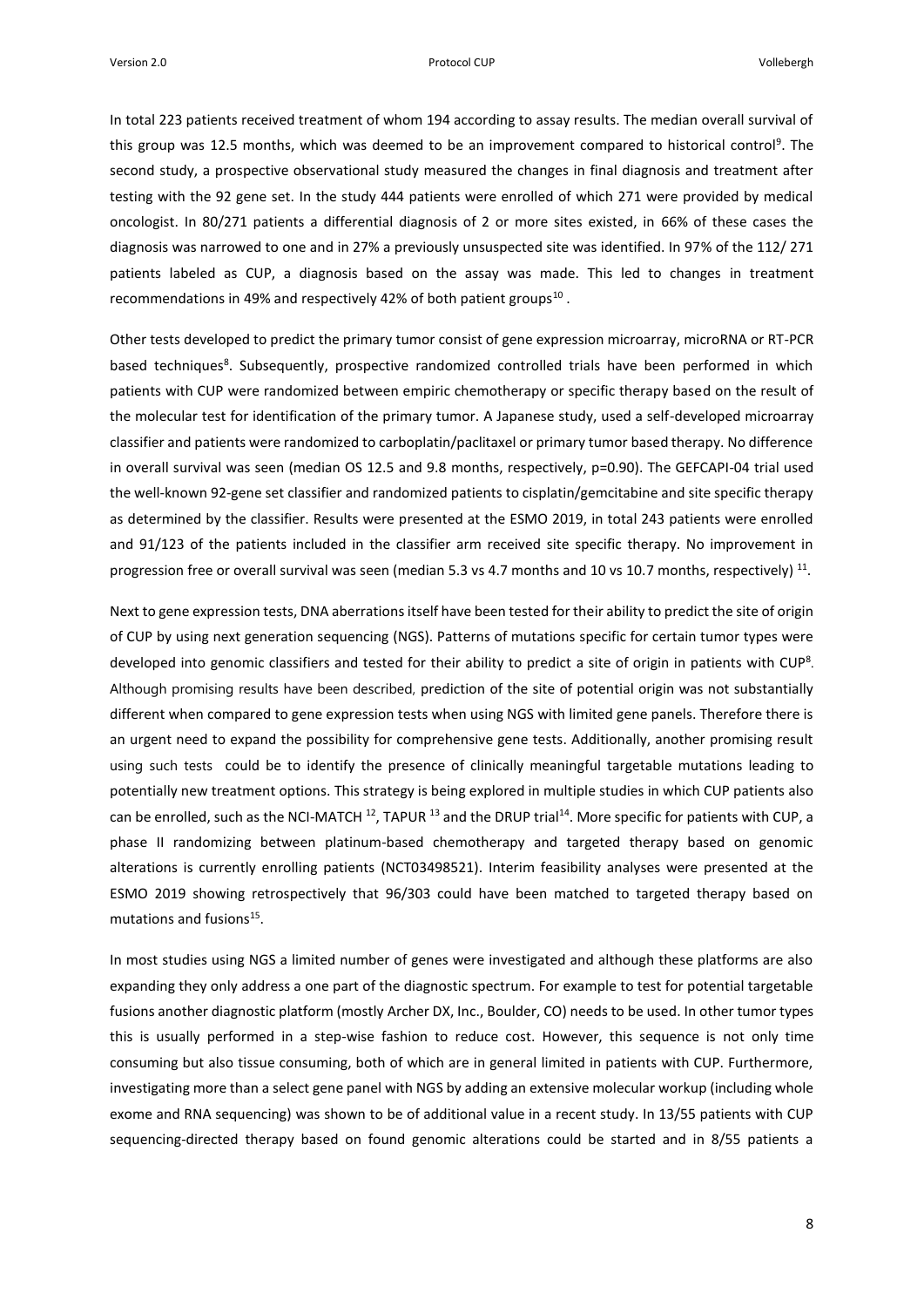In total 223 patients received treatment of whom 194 according to assay results. The median overall survival of this group was 12.5 months, which was deemed to be an improvement compared to historical control[9]. The second study, a prospective observational study measured the changes in final diagnosis and treatment after testing with the 92 gene set. In the study 444 patients were enrolled of which 271 were provided by medical oncologist. In 80/271 patients a differential diagnosis of 2 or more sites existed, in 66% of these cases the diagnosis was narrowed to one and in 27% a previously unsuspected site was identified. In 97% of the 112/ 271 patients labeled as CUP, a diagnosis based on the assay was made. This led to changes in treatment recommendations in 49% and respectively 42% of both patient groups[10] .

Other tests developed to predict the primary tumor consist of gene expression microarray, microRNA or RT-PCR based techniques[8]. Subsequently, prospective randomized controlled trials have been performed in which patients with CUP were randomized between empiric chemotherapy or specific therapy based on the result of the molecular test for identification of the primary tumor. A Japanese study, used a self-developed microarray classifier and patients were randomized to carboplatin/paclitaxel or primary tumor based therapy. No difference in overall survival was seen (median OS 12.5 and 9.8 months, respectively, p=0.90). The GEFCAPI-04 trial used the well-known 92-gene set classifier and randomized patients to cisplatin/gemcitabine and site specific therapy as determined by the classifier. Results were presented at the ESMO 2019, in total 243 patients were enrolled and 91/123 of the patients included in the classifier arm received site specific therapy. No improvement in progression free or overall survival was seen (median 5.3 vs 4.7 months and 10 vs 10.7 months, respectively) [11].

Next to gene expression tests, DNA aberrations itself have been tested for their ability to predict the site of origin of CUP by using next generation sequencing (NGS). Patterns of mutations specific for certain tumor types were developed into genomic classifiers and tested for their ability to predict a site of origin in patients with CUP[8]. Although promising results have been described, prediction of the site of potential origin was not substantially different when compared to gene expression tests when using NGS with limited gene panels. Therefore there is an urgent need to expand the possibility for comprehensive gene tests. Additionally, another promising result using such tests could be to identify the presence of clinically meaningful targetable mutations leading to potentially new treatment options. This strategy is being explored in multiple studies in which CUP patients also can be enrolled, such as the NCI-MATCH [12], TAPUR [13] and the DRUP trial[14]. More specific for patients with CUP, a phase II randomizing between platinum-based chemotherapy and targeted therapy based on genomic alterations is currently enrolling patients (NCT03498521). Interim feasibility analyses were presented at the ESMO 2019 showing retrospectively that 96/303 could have been matched to targeted therapy based on mutations and fusions[15].

In most studies using NGS a limited number of genes were investigated and although these platforms are also expanding they only address a one part of the diagnostic spectrum. For example to test for potential targetable fusions another diagnostic platform (mostly Archer DX, Inc., Boulder, CO) needs to be used. In other tumor types this is usually performed in a step-wise fashion to reduce cost. However, this sequence is not only time consuming but also tissue consuming, both of which are in general limited in patients with CUP. Furthermore, investigating more than a select gene panel with NGS by adding an extensive molecular workup (including whole exome and RNA sequencing) was shown to be of additional value in a recent study. In 13/55 patients with CUP sequencing-directed therapy based on found genomic alterations could be started and in 8/55 patients a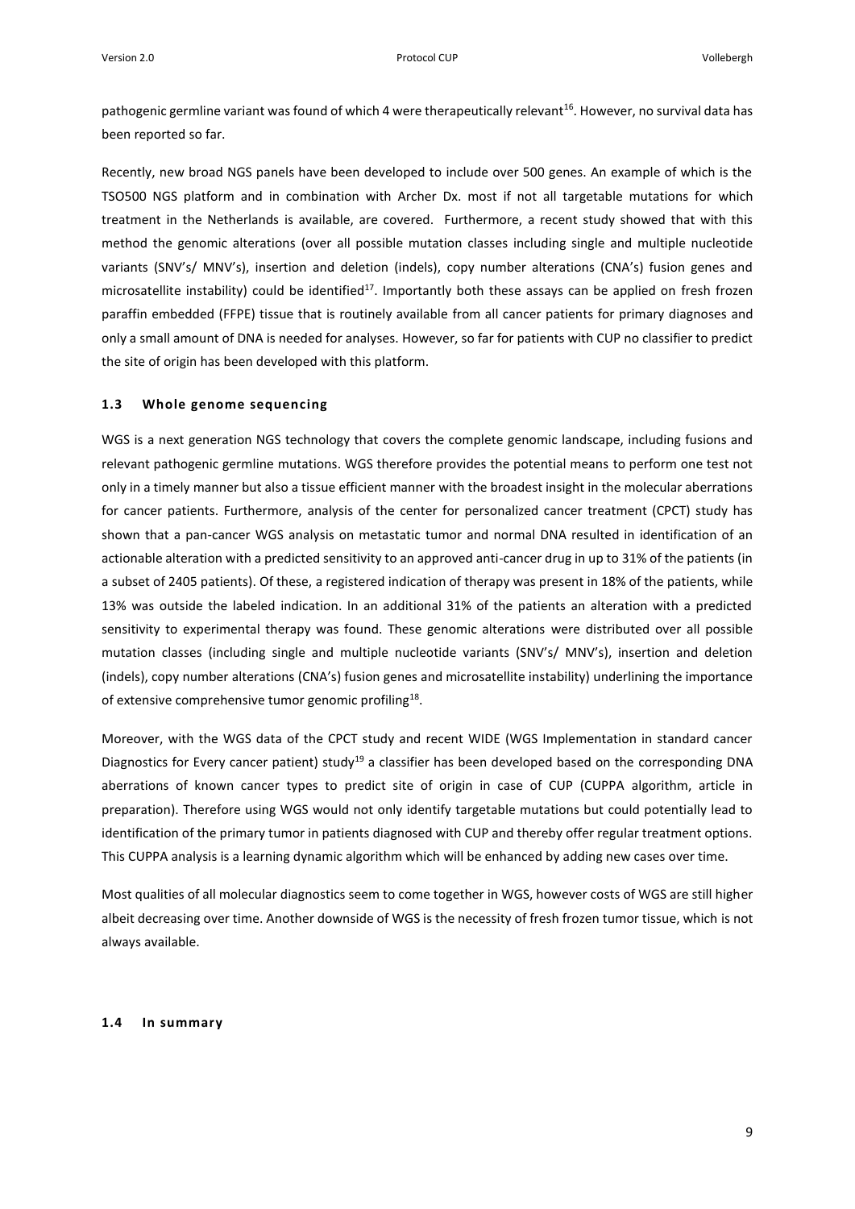pathogenic germline variant was found of which 4 were therapeutically relevant[16]. However, no survival data has been reported so far.

Recently, new broad NGS panels have been developed to include over 500 genes. An example of which is the TSO500 NGS platform and in combination with Archer Dx. most if not all targetable mutations for which treatment in the Netherlands is available, are covered. Furthermore, a recent study showed that with this method the genomic alterations (over all possible mutation classes including single and multiple nucleotide variants (SNV's/ MNV's), insertion and deletion (indels), copy number alterations (CNA's) fusion genes and microsatellite instability) could be identified[17]. Importantly both these assays can be applied on fresh frozen paraffin embedded (FFPE) tissue that is routinely available from all cancer patients for primary diagnoses and only a small amount of DNA is needed for analyses. However, so far for patients with CUP no classifier to predict the site of origin has been developed with this platform.

### 1.3 Whole genome sequencing

WGS is a next generation NGS technology that covers the complete genomic landscape, including fusions and relevant pathogenic germline mutations. WGS therefore provides the potential means to perform one test not only in a timely manner but also a tissue efficient manner with the broadest insight in the molecular aberrations for cancer patients. Furthermore, analysis of the center for personalized cancer treatment (CPCT) study has shown that a pan-cancer WGS analysis on metastatic tumor and normal DNA resulted in identification of an actionable alteration with a predicted sensitivity to an approved anti-cancer drug in up to 31% of the patients (in a subset of 2405 patients). Of these, a registered indication of therapy was present in 18% of the patients, while 13% was outside the labeled indication. In an additional 31% of the patients an alteration with a predicted sensitivity to experimental therapy was found. These genomic alterations were distributed over all possible mutation classes (including single and multiple nucleotide variants (SNV's/ MNV's), insertion and deletion (indels), copy number alterations (CNA's) fusion genes and microsatellite instability) underlining the importance of extensive comprehensive tumor genomic profiling[18].

Moreover, with the WGS data of the CPCT study and recent WIDE (WGS Implementation in standard cancer Diagnostics for Every cancer patient) study[19] a classifier has been developed based on the corresponding DNA aberrations of known cancer types to predict site of origin in case of CUP (CUPPA algorithm, article in preparation). Therefore using WGS would not only identify targetable mutations but could potentially lead to identification of the primary tumor in patients diagnosed with CUP and thereby offer regular treatment options. This CUPPA analysis is a learning dynamic algorithm which will be enhanced by adding new cases over time.

Most qualities of all molecular diagnostics seem to come together in WGS, however costs of WGS are still higher albeit decreasing over time. Another downside of WGS is the necessity of fresh frozen tumor tissue, which is not always available.

### 1.4 In summary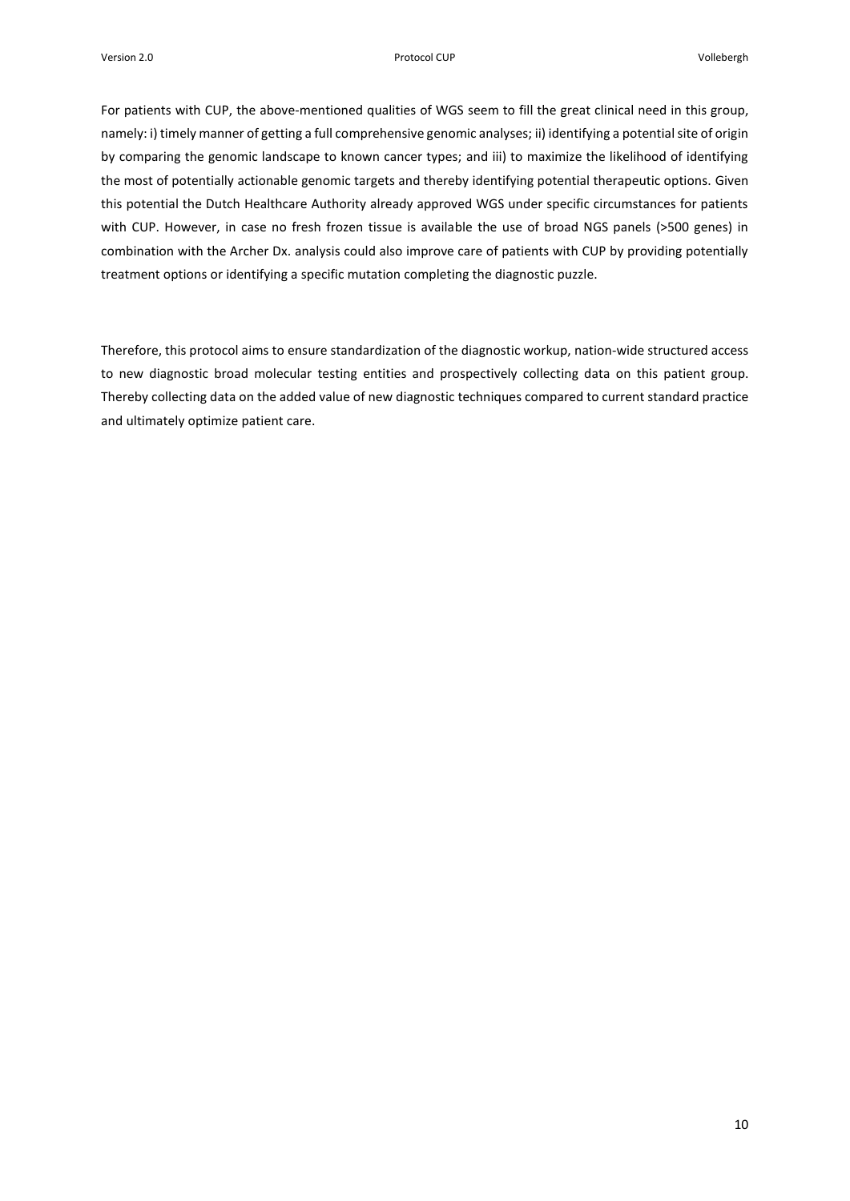For patients with CUP, the above-mentioned qualities of WGS seem to fill the great clinical need in this group, namely: i) timely manner of getting a full comprehensive genomic analyses; ii) identifying a potential site of origin by comparing the genomic landscape to known cancer types; and iii) to maximize the likelihood of identifying the most of potentially actionable genomic targets and thereby identifying potential therapeutic options. Given this potential the Dutch Healthcare Authority already approved WGS under specific circumstances for patients with CUP. However, in case no fresh frozen tissue is available the use of broad NGS panels (>500 genes) in combination with the Archer Dx. analysis could also improve care of patients with CUP by providing potentially treatment options or identifying a specific mutation completing the diagnostic puzzle.

Therefore, this protocol aims to ensure standardization of the diagnostic workup, nation-wide structured access to new diagnostic broad molecular testing entities and prospectively collecting data on this patient group. Thereby collecting data on the added value of new diagnostic techniques compared to current standard practice and ultimately optimize patient care.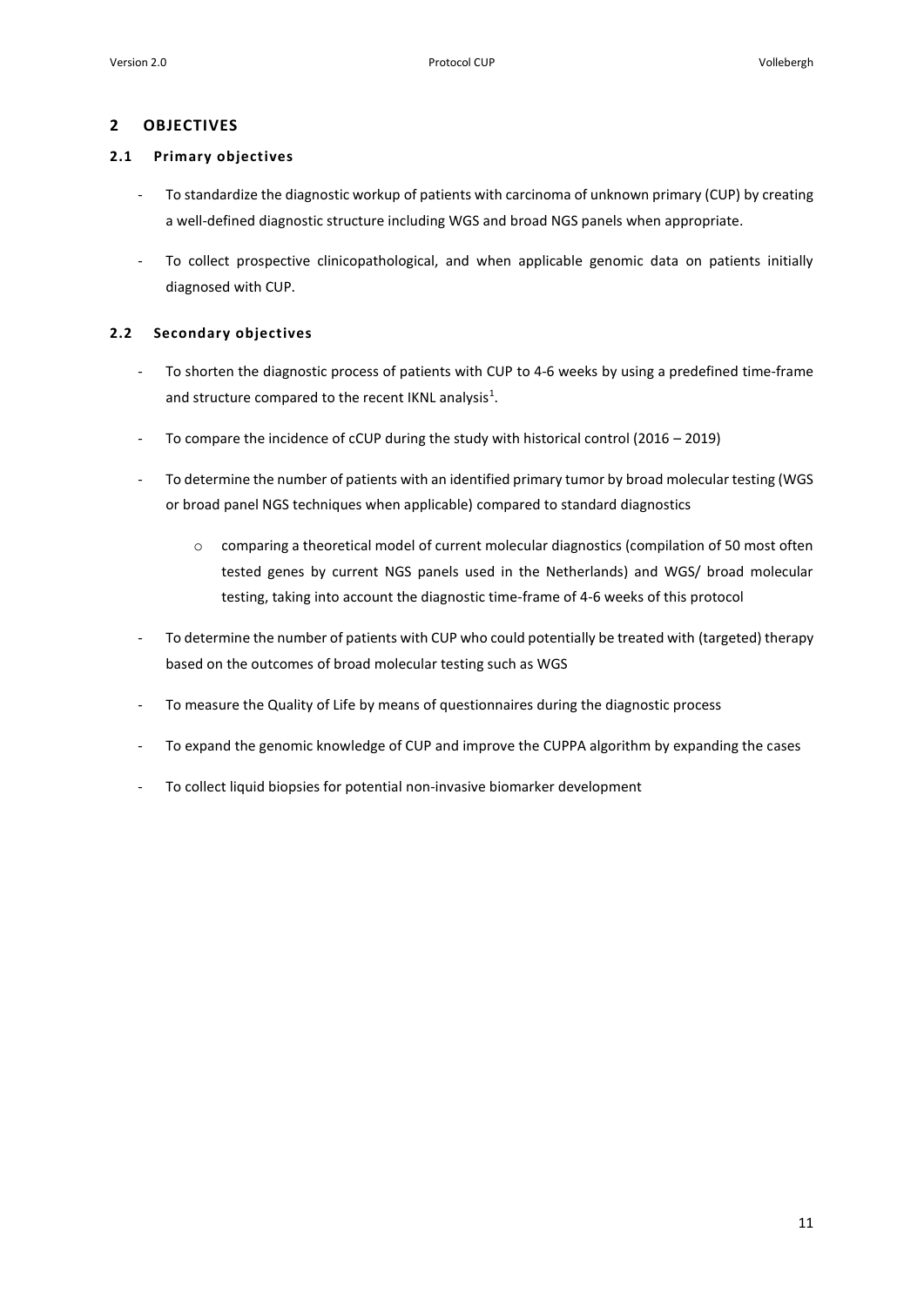## 2 OBJECTIVES

### 2.1 Primary objectives

- To standardize the diagnostic workup of patients with carcinoma of unknown primary (CUP) by creating a well-defined diagnostic structure including WGS and broad NGS panels when appropriate.
- To collect prospective clinicopathological, and when applicable genomic data on patients initially diagnosed with CUP.

### 2.2 Secondary objectives

- To shorten the diagnostic process of patients with CUP to 4-6 weeks by using a predefined time-frame and structure compared to the recent IKNL analysis[1].
- To compare the incidence of cCUP during the study with historical control (2016 – 2019)
- To determine the number of patients with an identified primary tumor by broad molecular testing (WGS or broad panel NGS techniques when applicable) compared to standard diagnostics
  - comparing a theoretical model of current molecular diagnostics (compilation of 50 most often tested genes by current NGS panels used in the Netherlands) and WGS/ broad molecular testing, taking into account the diagnostic time-frame of 4-6 weeks of this protocol
- To determine the number of patients with CUP who could potentially be treated with (targeted) therapy based on the outcomes of broad molecular testing such as WGS
- To measure the Quality of Life by means of questionnaires during the diagnostic process
- To expand the genomic knowledge of CUP and improve the CUPPA algorithm by expanding the cases
- To collect liquid biopsies for potential non-invasive biomarker development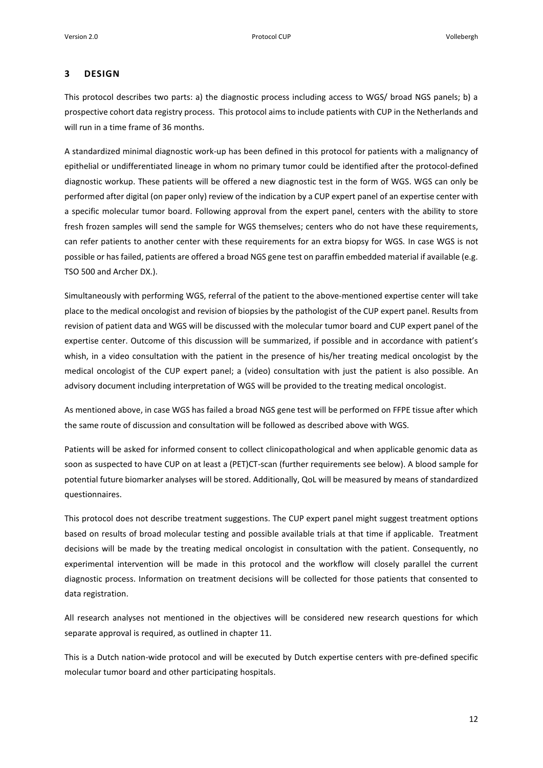# 3 DESIGN

This protocol describes two parts: a) the diagnostic process including access to WGS/ broad NGS panels; b) a prospective cohort data registry process. This protocol aims to include patients with CUP in the Netherlands and will run in a time frame of 36 months.

A standardized minimal diagnostic work-up has been defined in this protocol for patients with a malignancy of epithelial or undifferentiated lineage in whom no primary tumor could be identified after the protocol-defined diagnostic workup. These patients will be offered a new diagnostic test in the form of WGS. WGS can only be performed after digital (on paper only) review of the indication by a CUP expert panel of an expertise center with a specific molecular tumor board. Following approval from the expert panel, centers with the ability to store fresh frozen samples will send the sample for WGS themselves; centers who do not have these requirements, can refer patients to another center with these requirements for an extra biopsy for WGS. In case WGS is not possible or has failed, patients are offered a broad NGS gene test on paraffin embedded material if available (e.g. TSO 500 and Archer DX.).

Simultaneously with performing WGS, referral of the patient to the above-mentioned expertise center will take place to the medical oncologist and revision of biopsies by the pathologist of the CUP expert panel. Results from revision of patient data and WGS will be discussed with the molecular tumor board and CUP expert panel of the expertise center. Outcome of this discussion will be summarized, if possible and in accordance with patient's whish, in a video consultation with the patient in the presence of his/her treating medical oncologist by the medical oncologist of the CUP expert panel; a (video) consultation with just the patient is also possible. An advisory document including interpretation of WGS will be provided to the treating medical oncologist.

As mentioned above, in case WGS has failed a broad NGS gene test will be performed on FFPE tissue after which the same route of discussion and consultation will be followed as described above with WGS.

Patients will be asked for informed consent to collect clinicopathological and when applicable genomic data as soon as suspected to have CUP on at least a (PET)CT-scan (further requirements see below). A blood sample for potential future biomarker analyses will be stored. Additionally, QoL will be measured by means of standardized questionnaires.

This protocol does not describe treatment suggestions. The CUP expert panel might suggest treatment options based on results of broad molecular testing and possible available trials at that time if applicable. Treatment decisions will be made by the treating medical oncologist in consultation with the patient. Consequently, no experimental intervention will be made in this protocol and the workflow will closely parallel the current diagnostic process. Information on treatment decisions will be collected for those patients that consented to data registration.

All research analyses not mentioned in the objectives will be considered new research questions for which separate approval is required, as outlined in chapter 11.

This is a Dutch nation-wide protocol and will be executed by Dutch expertise centers with pre-defined specific molecular tumor board and other participating hospitals.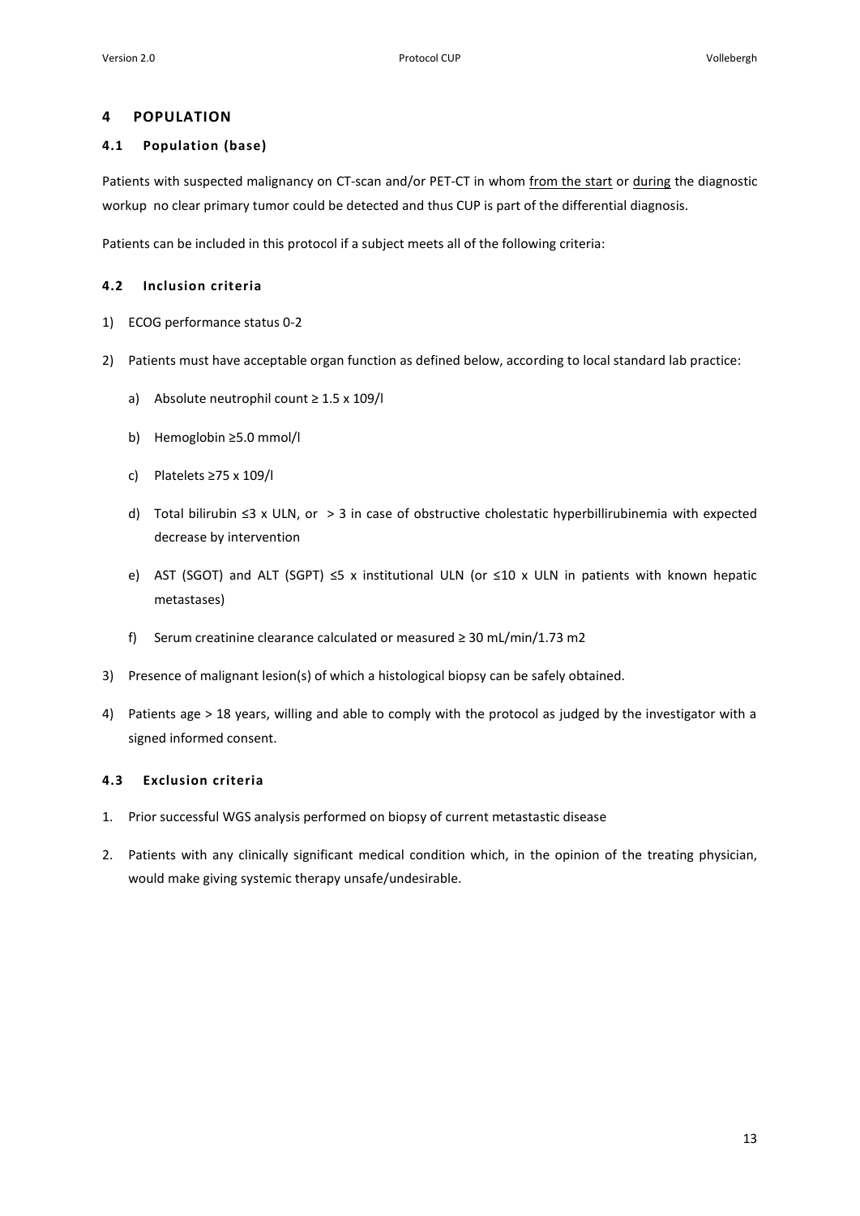## 4 POPULATION

### 4.1 Population (base)

Patients with suspected malignancy on CT-scan and/or PET-CT in whom <u>from the start</u> or <u>during</u> the diagnostic workup no clear primary tumor could be detected and thus CUP is part of the differential diagnosis.

Patients can be included in this protocol if a subject meets all of the following criteria:

### 4.2 Inclusion criteria

1) ECOG performance status 0-2
2) Patients must have acceptable organ function as defined below, according to local standard lab practice:
   a) Absolute neutrophil count ≥ 1.5 x 109/l
   b) Hemoglobin ≥5.0 mmol/l
   c) Platelets ≥75 x 109/l
   d) Total bilirubin ≤3 x ULN, or > 3 in case of obstructive cholestatic hyperbillirubinemia with expected decrease by intervention
   e) AST (SGOT) and ALT (SGPT) ≤5 x institutional ULN (or ≤10 x ULN in patients with known hepatic metastases)
   f) Serum creatinine clearance calculated or measured ≥ 30 mL/min/1.73 m2
3) Presence of malignant lesion(s) of which a histological biopsy can be safely obtained.
4) Patients age > 18 years, willing and able to comply with the protocol as judged by the investigator with a signed informed consent.

### 4.3 Exclusion criteria

1. Prior successful WGS analysis performed on biopsy of current metastastic disease
2. Patients with any clinically significant medical condition which, in the opinion of the treating physician, would make giving systemic therapy unsafe/undesirable.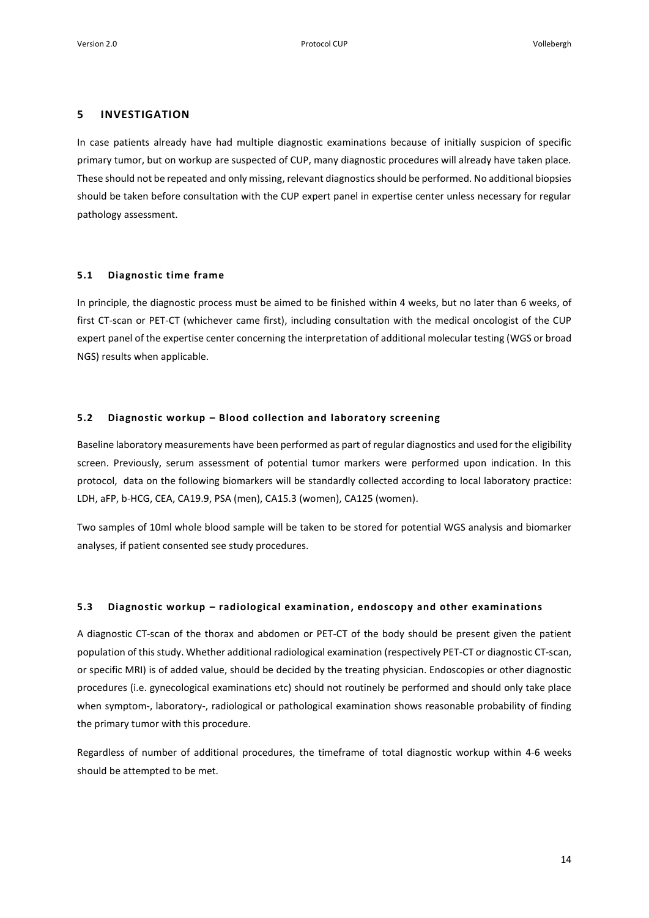## 5 INVESTIGATION

In case patients already have had multiple diagnostic examinations because of initially suspicion of specific primary tumor, but on workup are suspected of CUP, many diagnostic procedures will already have taken place. These should not be repeated and only missing, relevant diagnostics should be performed. No additional biopsies should be taken before consultation with the CUP expert panel in expertise center unless necessary for regular pathology assessment.

### 5.1 Diagnostic time frame

In principle, the diagnostic process must be aimed to be finished within 4 weeks, but no later than 6 weeks, of first CT-scan or PET-CT (whichever came first), including consultation with the medical oncologist of the CUP expert panel of the expertise center concerning the interpretation of additional molecular testing (WGS or broad NGS) results when applicable.

### 5.2 Diagnostic workup – Blood collection and laboratory screening

Baseline laboratory measurements have been performed as part of regular diagnostics and used for the eligibility screen. Previously, serum assessment of potential tumor markers were performed upon indication. In this protocol, data on the following biomarkers will be standardly collected according to local laboratory practice: LDH, aFP, b-HCG, CEA, CA19.9, PSA (men), CA15.3 (women), CA125 (women).

Two samples of 10ml whole blood sample will be taken to be stored for potential WGS analysis and biomarker analyses, if patient consented see study procedures.

### 5.3 Diagnostic workup – radiological examination, endoscopy and other examinations

A diagnostic CT-scan of the thorax and abdomen or PET-CT of the body should be present given the patient population of this study. Whether additional radiological examination (respectively PET-CT or diagnostic CT-scan, or specific MRI) is of added value, should be decided by the treating physician. Endoscopies or other diagnostic procedures (i.e. gynecological examinations etc) should not routinely be performed and should only take place when symptom-, laboratory-, radiological or pathological examination shows reasonable probability of finding the primary tumor with this procedure.

Regardless of number of additional procedures, the timeframe of total diagnostic workup within 4-6 weeks should be attempted to be met.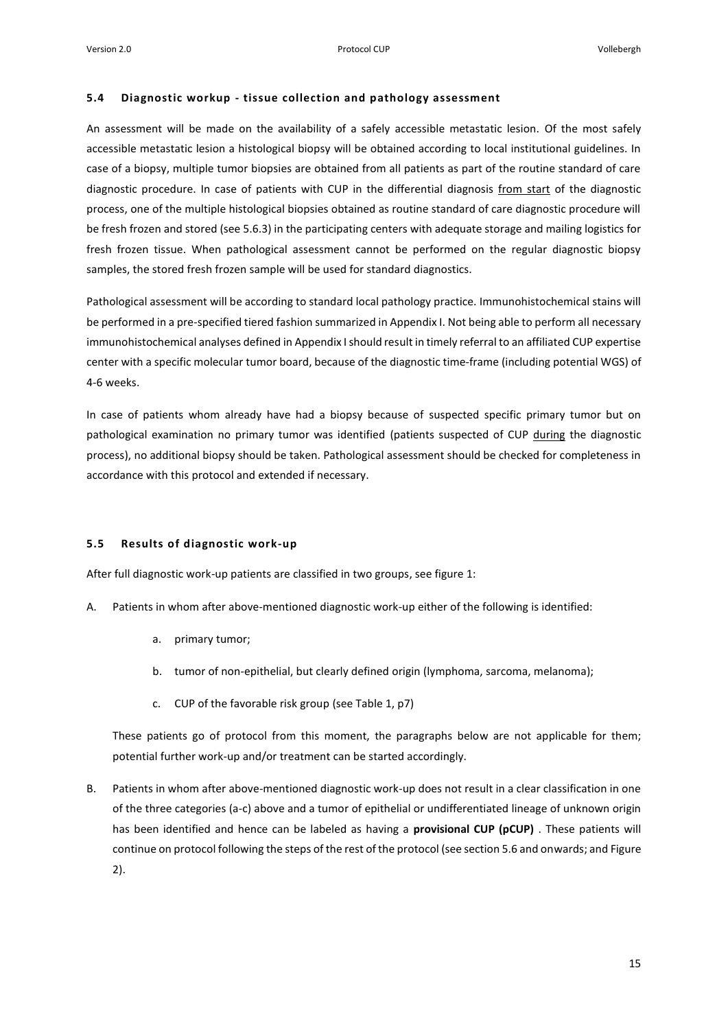### 5.4 Diagnostic workup - tissue collection and pathology assessment

An assessment will be made on the availability of a safely accessible metastatic lesion. Of the most safely accessible metastatic lesion a histological biopsy will be obtained according to local institutional guidelines. In case of a biopsy, multiple tumor biopsies are obtained from all patients as part of the routine standard of care diagnostic procedure. In case of patients with CUP in the differential diagnosis <u>from start</u> of the diagnostic process, one of the multiple histological biopsies obtained as routine standard of care diagnostic procedure will be fresh frozen and stored (see 5.6.3) in the participating centers with adequate storage and mailing logistics for fresh frozen tissue. When pathological assessment cannot be performed on the regular diagnostic biopsy samples, the stored fresh frozen sample will be used for standard diagnostics.

Pathological assessment will be according to standard local pathology practice. Immunohistochemical stains will be performed in a pre-specified tiered fashion summarized in Appendix I. Not being able to perform all necessary immunohistochemical analyses defined in Appendix I should result in timely referral to an affiliated CUP expertise center with a specific molecular tumor board, because of the diagnostic time-frame (including potential WGS) of 4-6 weeks.

In case of patients whom already have had a biopsy because of suspected specific primary tumor but on pathological examination no primary tumor was identified (patients suspected of CUP <u>during</u> the diagnostic process), no additional biopsy should be taken. Pathological assessment should be checked for completeness in accordance with this protocol and extended if necessary.

### 5.5 Results of diagnostic work-up

After full diagnostic work-up patients are classified in two groups, see figure 1:

A. Patients in whom after above-mentioned diagnostic work-up either of the following is identified:

   a. primary tumor;

   b. tumor of non-epithelial, but clearly defined origin (lymphoma, sarcoma, melanoma);

   c. CUP of the favorable risk group (see Table 1, p7)

   These patients go of protocol from this moment, the paragraphs below are not applicable for them; potential further work-up and/or treatment can be started accordingly.

B. Patients in whom after above-mentioned diagnostic work-up does not result in a clear classification in one of the three categories (a-c) above and a tumor of epithelial or undifferentiated lineage of unknown origin has been identified and hence can be labeled as having a **provisional CUP (pCUP)** . These patients will continue on protocol following the steps of the rest of the protocol (see section 5.6 and onwards; and Figure 2).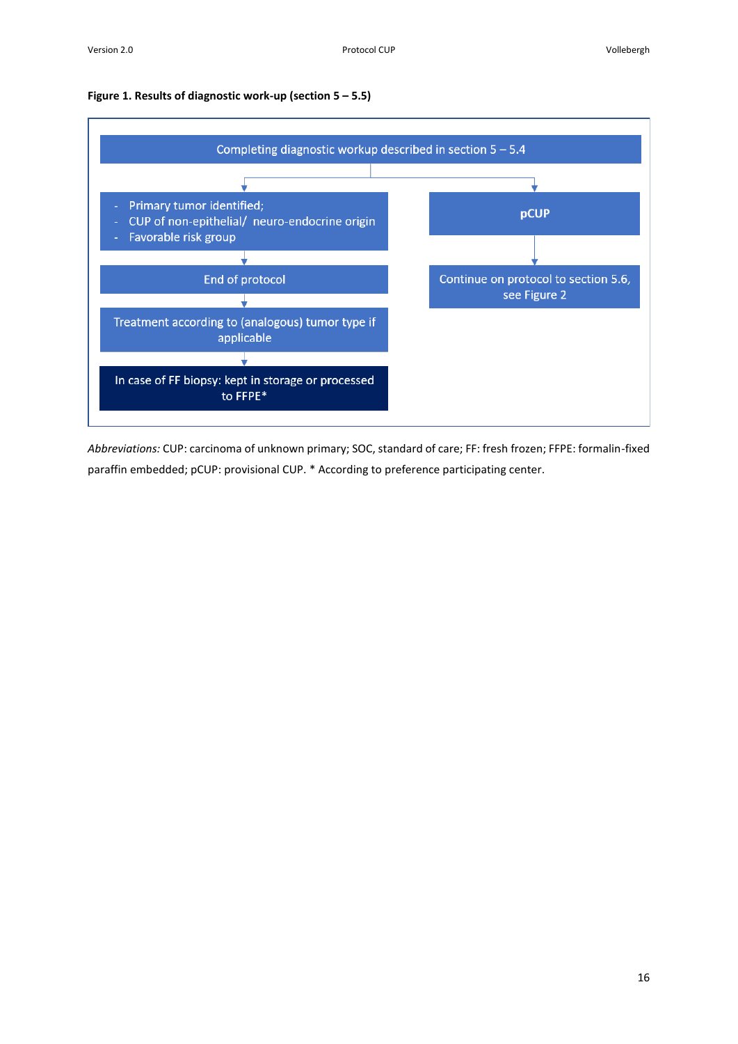**Figure 1. Results of diagnostic work-up (section 5 – 5.5)**

Completing diagnostic workup described in section 5 – 5.4

- Primary tumor identified;
- CUP of non-epithelial/ neuro-endocrine origin
- Favorable risk group

End of protocol

Treatment according to (analogous) tumor type if applicable

In case of FF biopsy: kept in storage or processed to FFPE*

pCUP

Continue on protocol to section 5.6, see Figure 2

*Abbreviations:* CUP: carcinoma of unknown primary; SOC, standard of care; FF: fresh frozen; FFPE: formalin-fixed paraffin embedded; pCUP: provisional CUP. * According to preference participating center.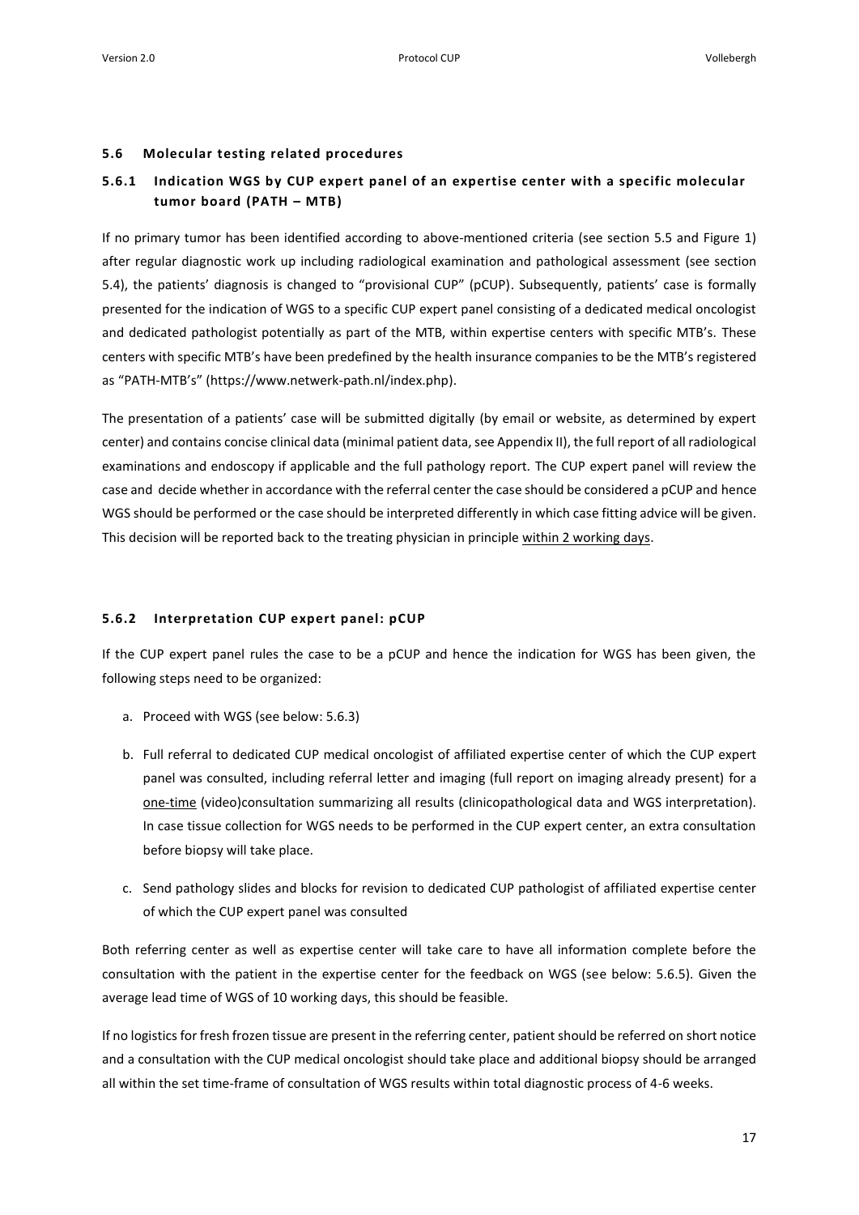## 5.6 Molecular testing related procedures

### 5.6.1 Indication WGS by CUP expert panel of an expertise center with a specific molecular tumor board (PATH – MTB)

If no primary tumor has been identified according to above-mentioned criteria (see section 5.5 and Figure 1) after regular diagnostic work up including radiological examination and pathological assessment (see section 5.4), the patients' diagnosis is changed to "provisional CUP" (pCUP). Subsequently, patients' case is formally presented for the indication of WGS to a specific CUP expert panel consisting of a dedicated medical oncologist and dedicated pathologist potentially as part of the MTB, within expertise centers with specific MTB's. These centers with specific MTB's have been predefined by the health insurance companies to be the MTB's registered as "PATH-MTB's" (https://www.netwerk-path.nl/index.php).

The presentation of a patients' case will be submitted digitally (by email or website, as determined by expert center) and contains concise clinical data (minimal patient data, see Appendix II), the full report of all radiological examinations and endoscopy if applicable and the full pathology report. The CUP expert panel will review the case and decide whether in accordance with the referral center the case should be considered a pCUP and hence WGS should be performed or the case should be interpreted differently in which case fitting advice will be given. This decision will be reported back to the treating physician in principle <u>within 2 working days</u>.

### 5.6.2 Interpretation CUP expert panel: pCUP

If the CUP expert panel rules the case to be a pCUP and hence the indication for WGS has been given, the following steps need to be organized:

a. Proceed with WGS (see below: 5.6.3)

b. Full referral to dedicated CUP medical oncologist of affiliated expertise center of which the CUP expert panel was consulted, including referral letter and imaging (full report on imaging already present) for a <u>one-time</u> (video)consultation summarizing all results (clinicopathological data and WGS interpretation). In case tissue collection for WGS needs to be performed in the CUP expert center, an extra consultation before biopsy will take place.

c. Send pathology slides and blocks for revision to dedicated CUP pathologist of affiliated expertise center of which the CUP expert panel was consulted

Both referring center as well as expertise center will take care to have all information complete before the consultation with the patient in the expertise center for the feedback on WGS (see below: 5.6.5). Given the average lead time of WGS of 10 working days, this should be feasible.

If no logistics for fresh frozen tissue are present in the referring center, patient should be referred on short notice and a consultation with the CUP medical oncologist should take place and additional biopsy should be arranged all within the set time-frame of consultation of WGS results within total diagnostic process of 4-6 weeks.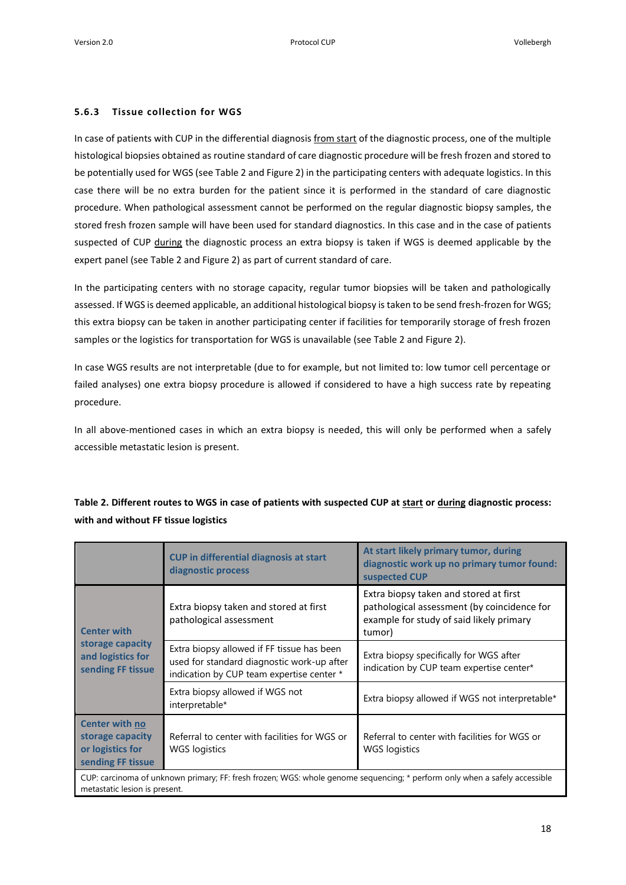### 5.6.3 Tissue collection for WGS

In case of patients with CUP in the differential diagnosis from start of the diagnostic process, one of the multiple histological biopsies obtained as routine standard of care diagnostic procedure will be fresh frozen and stored to be potentially used for WGS (see Table 2 and Figure 2) in the participating centers with adequate logistics. In this case there will be no extra burden for the patient since it is performed in the standard of care diagnostic procedure. When pathological assessment cannot be performed on the regular diagnostic biopsy samples, the stored fresh frozen sample will have been used for standard diagnostics. In this case and in the case of patients suspected of CUP during the diagnostic process an extra biopsy is taken if WGS is deemed applicable by the expert panel (see Table 2 and Figure 2) as part of current standard of care.

In the participating centers with no storage capacity, regular tumor biopsies will be taken and pathologically assessed. If WGS is deemed applicable, an additional histological biopsy is taken to be send fresh-frozen for WGS; this extra biopsy can be taken in another participating center if facilities for temporarily storage of fresh frozen samples or the logistics for transportation for WGS is unavailable (see Table 2 and Figure 2).

In case WGS results are not interpretable (due to for example, but not limited to: low tumor cell percentage or failed analyses) one extra biopsy procedure is allowed if considered to have a high success rate by repeating procedure.

In all above-mentioned cases in which an extra biopsy is needed, this will only be performed when a safely accessible metastatic lesion is present.

**Table 2. Different routes to WGS in case of patients with suspected CUP at start or during diagnostic process: with and without FF tissue logistics**

| | CUP in differential diagnosis at start diagnostic process | At start likely primary tumor, during diagnostic work up no primary tumor found: suspected CUP |
|---|---|---|
| Center with storage capacity and logistics for sending FF tissue | Extra biopsy taken and stored at first pathological assessment | Extra biopsy taken and stored at first pathological assessment (by coincidence for example for study of said likely primary tumor) |
| | Extra biopsy allowed if FF tissue has been used for standard diagnostic work-up after indication by CUP team expertise center * | Extra biopsy specifically for WGS after indication by CUP team expertise center* |
| | Extra biopsy allowed if WGS not interpretable* | Extra biopsy allowed if WGS not interpretable* |
| Center with no storage capacity or logistics for sending FF tissue | Referral to center with facilities for WGS or WGS logistics | Referral to center with facilities for WGS or WGS logistics |

CUP: carcinoma of unknown primary; FF: fresh frozen; WGS: whole genome sequencing; * perform only when a safely accessible metastatic lesion is present.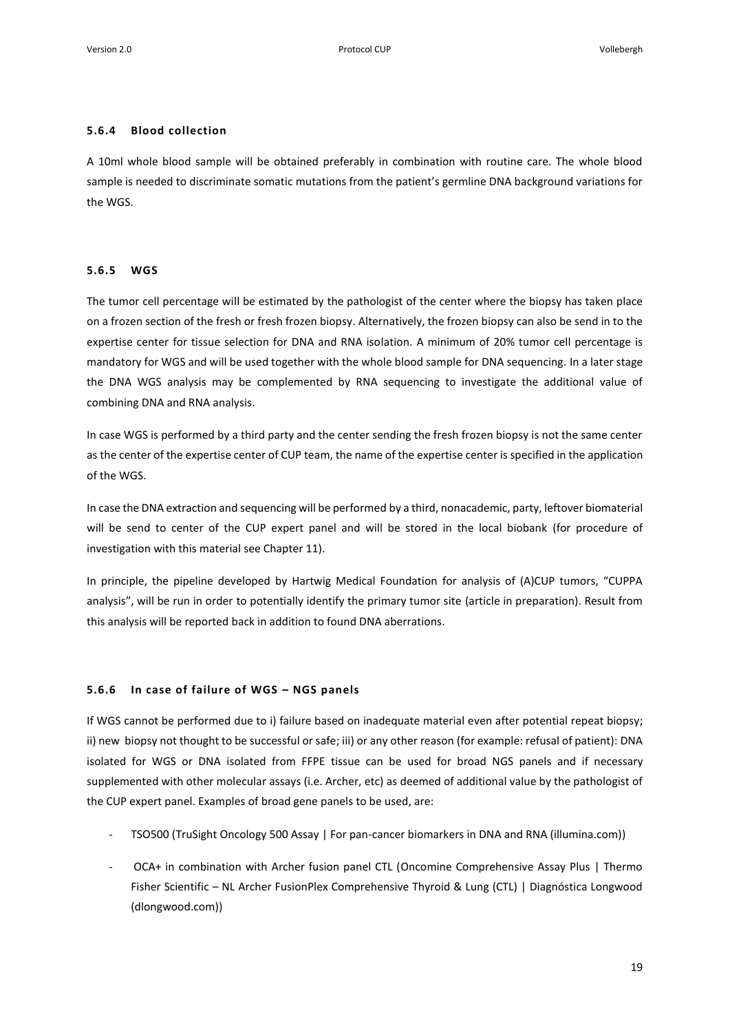#### 5.6.4 Blood collection

A 10ml whole blood sample will be obtained preferably in combination with routine care. The whole blood sample is needed to discriminate somatic mutations from the patient's germline DNA background variations for the WGS.

#### 5.6.5 WGS

The tumor cell percentage will be estimated by the pathologist of the center where the biopsy has taken place on a frozen section of the fresh or fresh frozen biopsy. Alternatively, the frozen biopsy can also be send in to the expertise center for tissue selection for DNA and RNA isolation. A minimum of 20% tumor cell percentage is mandatory for WGS and will be used together with the whole blood sample for DNA sequencing. In a later stage the DNA WGS analysis may be complemented by RNA sequencing to investigate the additional value of combining DNA and RNA analysis.

In case WGS is performed by a third party and the center sending the fresh frozen biopsy is not the same center as the center of the expertise center of CUP team, the name of the expertise center is specified in the application of the WGS.

In case the DNA extraction and sequencing will be performed by a third, nonacademic, party, leftover biomaterial will be send to center of the CUP expert panel and will be stored in the local biobank (for procedure of investigation with this material see Chapter 11).

In principle, the pipeline developed by Hartwig Medical Foundation for analysis of (A)CUP tumors, "CUPPA analysis", will be run in order to potentially identify the primary tumor site (article in preparation). Result from this analysis will be reported back in addition to found DNA aberrations.

#### 5.6.6 In case of failure of WGS – NGS panels

If WGS cannot be performed due to i) failure based on inadequate material even after potential repeat biopsy; ii) new biopsy not thought to be successful or safe; iii) or any other reason (for example: refusal of patient): DNA isolated for WGS or DNA isolated from FFPE tissue can be used for broad NGS panels and if necessary supplemented with other molecular assays (i.e. Archer, etc) as deemed of additional value by the pathologist of the CUP expert panel. Examples of broad gene panels to be used, are:

- TSO500 (TruSight Oncology 500 Assay | For pan-cancer biomarkers in DNA and RNA (illumina.com))
- OCA+ in combination with Archer fusion panel CTL (Oncomine Comprehensive Assay Plus | Thermo Fisher Scientific – NL Archer FusionPlex Comprehensive Thyroid & Lung (CTL) | Diagnóstica Longwood (dlongwood.com))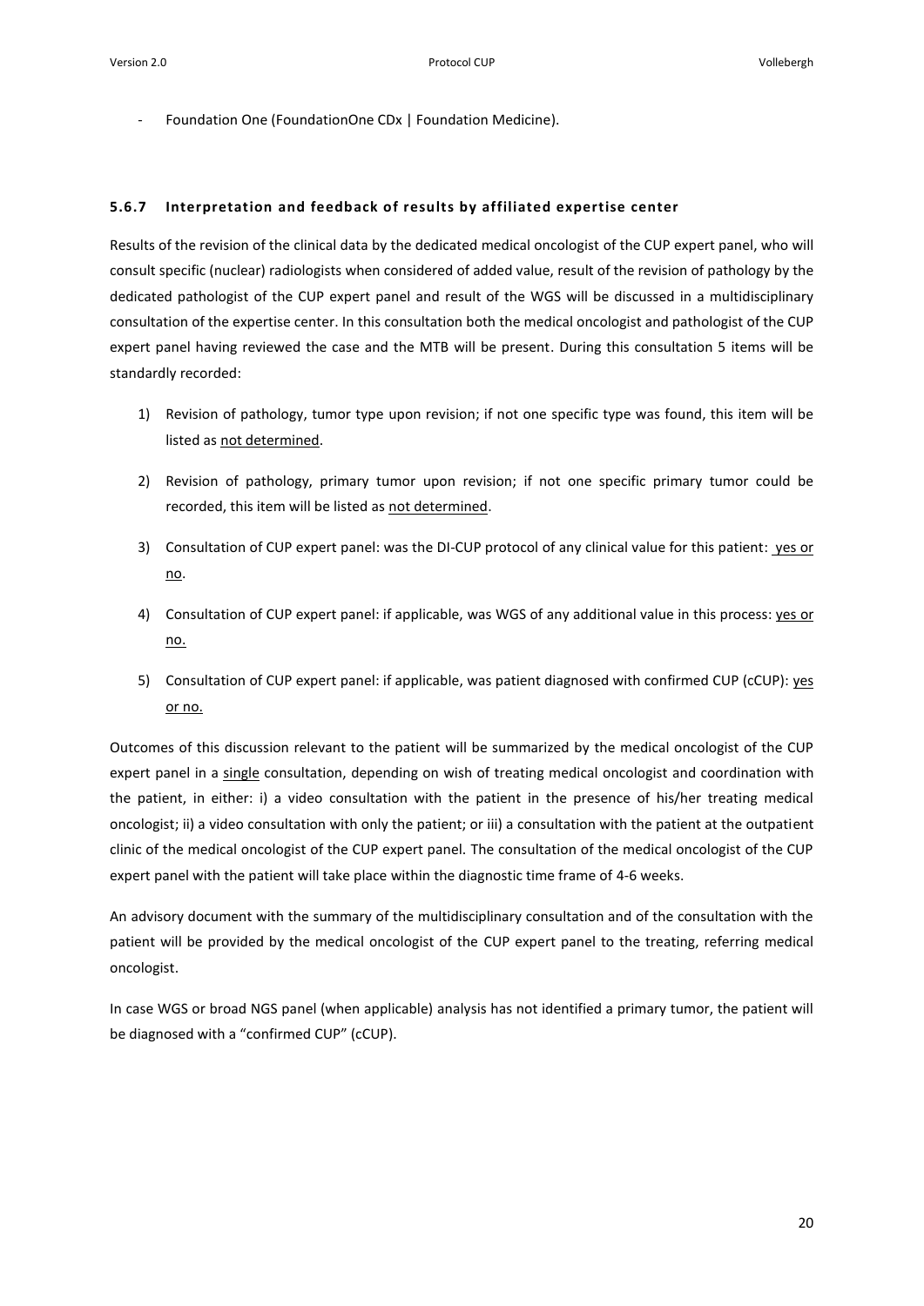- Foundation One (FoundationOne CDx | Foundation Medicine).

### 5.6.7 Interpretation and feedback of results by affiliated expertise center

Results of the revision of the clinical data by the dedicated medical oncologist of the CUP expert panel, who will consult specific (nuclear) radiologists when considered of added value, result of the revision of pathology by the dedicated pathologist of the CUP expert panel and result of the WGS will be discussed in a multidisciplinary consultation of the expertise center. In this consultation both the medical oncologist and pathologist of the CUP expert panel having reviewed the case and the MTB will be present. During this consultation 5 items will be standardly recorded:

1) Revision of pathology, tumor type upon revision; if not one specific type was found, this item will be listed as <u>not determined</u>.

2) Revision of pathology, primary tumor upon revision; if not one specific primary tumor could be recorded, this item will be listed as <u>not determined</u>.

3) Consultation of CUP expert panel: was the DI-CUP protocol of any clinical value for this patient: <u>yes or no</u>.

4) Consultation of CUP expert panel: if applicable, was WGS of any additional value in this process: <u>yes or no.</u>

5) Consultation of CUP expert panel: if applicable, was patient diagnosed with confirmed CUP (cCUP): <u>yes or no.</u>

Outcomes of this discussion relevant to the patient will be summarized by the medical oncologist of the CUP expert panel in a <u>single</u> consultation, depending on wish of treating medical oncologist and coordination with the patient, in either: i) a video consultation with the patient in the presence of his/her treating medical oncologist; ii) a video consultation with only the patient; or iii) a consultation with the patient at the outpatient clinic of the medical oncologist of the CUP expert panel. The consultation of the medical oncologist of the CUP expert panel with the patient will take place within the diagnostic time frame of 4-6 weeks.

An advisory document with the summary of the multidisciplinary consultation and of the consultation with the patient will be provided by the medical oncologist of the CUP expert panel to the treating, referring medical oncologist.

In case WGS or broad NGS panel (when applicable) analysis has not identified a primary tumor, the patient will be diagnosed with a "confirmed CUP" (cCUP).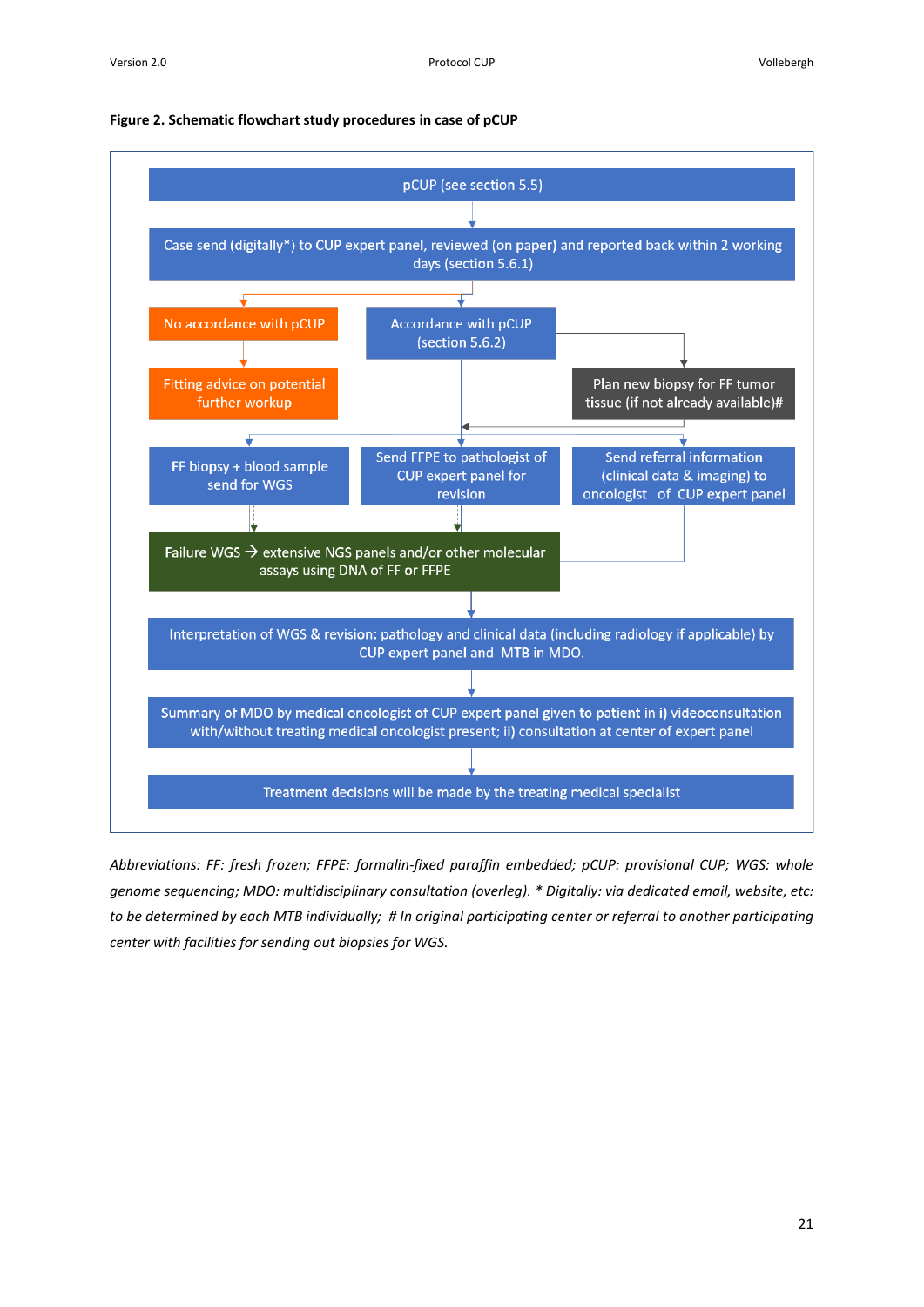**Figure 2. Schematic flowchart study procedures in case of pCUP**

pCUP (see section 5.5)

Case send (digitally*) to CUP expert panel, reviewed (on paper) and reported back within 2 working days (section 5.6.1)

No accordance with pCUP

Fitting advice on potential further workup

Accordance with pCUP (section 5.6.2)

Plan new biopsy for FF tumor tissue (if not already available)#

FF biopsy + blood sample send for WGS

Send FFPE to pathologist of CUP expert panel for revision

Send referral information (clinical data & imaging) to oncologist of CUP expert panel

Failure WGS → extensive NGS panels and/or other molecular assays using DNA of FF or FFPE

Interpretation of WGS & revision: pathology and clinical data (including radiology if applicable) by CUP expert panel and MTB in MDO.

Summary of MDO by medical oncologist of CUP expert panel given to patient in i) videoconsultation with/without treating medical oncologist present; ii) consultation at center of expert panel

Treatment decisions will be made by the treating medical specialist

*Abbreviations: FF: fresh frozen; FFPE: formalin-fixed paraffin embedded; pCUP: provisional CUP; WGS: whole genome sequencing; MDO: multidisciplinary consultation (overleg). * Digitally: via dedicated email, website, etc: to be determined by each MTB individually; # In original participating center or referral to another participating center with facilities for sending out biopsies for WGS.*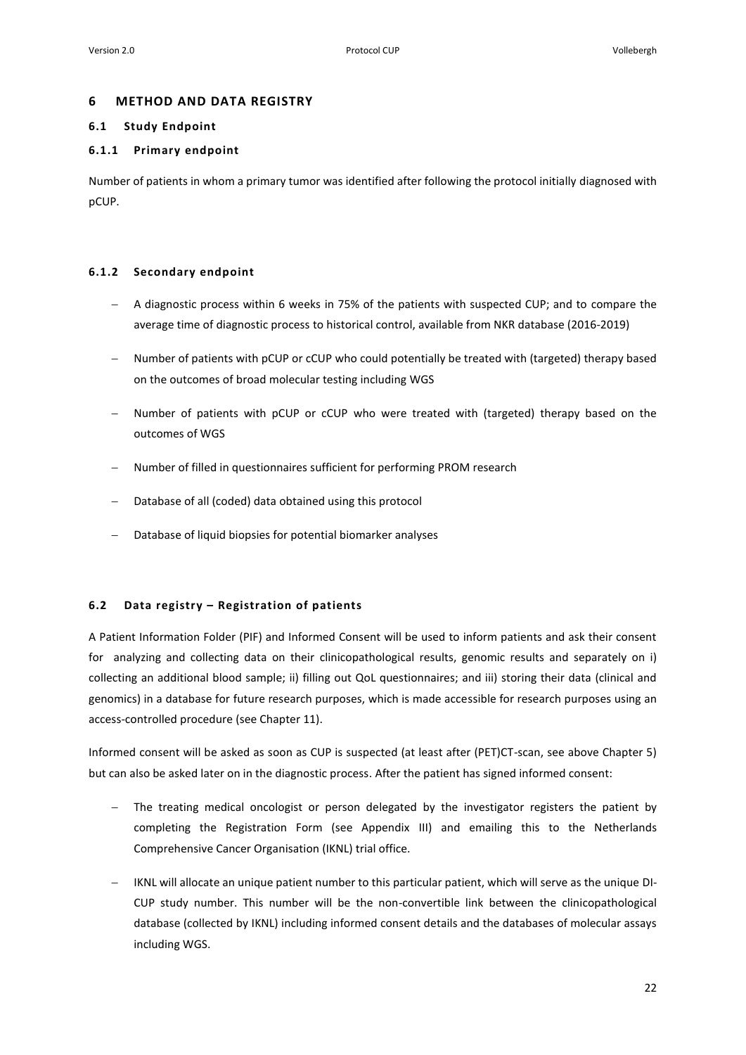# 6 METHOD AND DATA REGISTRY

## 6.1 Study Endpoint

### 6.1.1 Primary endpoint

Number of patients in whom a primary tumor was identified after following the protocol initially diagnosed with pCUP.

### 6.1.2 Secondary endpoint

- A diagnostic process within 6 weeks in 75% of the patients with suspected CUP; and to compare the average time of diagnostic process to historical control, available from NKR database (2016-2019)
- Number of patients with pCUP or cCUP who could potentially be treated with (targeted) therapy based on the outcomes of broad molecular testing including WGS
- Number of patients with pCUP or cCUP who were treated with (targeted) therapy based on the outcomes of WGS
- Number of filled in questionnaires sufficient for performing PROM research
- Database of all (coded) data obtained using this protocol
- Database of liquid biopsies for potential biomarker analyses

## 6.2 Data registry – Registration of patients

A Patient Information Folder (PIF) and Informed Consent will be used to inform patients and ask their consent for analyzing and collecting data on their clinicopathological results, genomic results and separately on i) collecting an additional blood sample; ii) filling out QoL questionnaires; and iii) storing their data (clinical and genomics) in a database for future research purposes, which is made accessible for research purposes using an access-controlled procedure (see Chapter 11).

Informed consent will be asked as soon as CUP is suspected (at least after (PET)CT-scan, see above Chapter 5) but can also be asked later on in the diagnostic process. After the patient has signed informed consent:

- The treating medical oncologist or person delegated by the investigator registers the patient by completing the Registration Form (see Appendix III) and emailing this to the Netherlands Comprehensive Cancer Organisation (IKNL) trial office.
- IKNL will allocate an unique patient number to this particular patient, which will serve as the unique DI-CUP study number. This number will be the non-convertible link between the clinicopathological database (collected by IKNL) including informed consent details and the databases of molecular assays including WGS.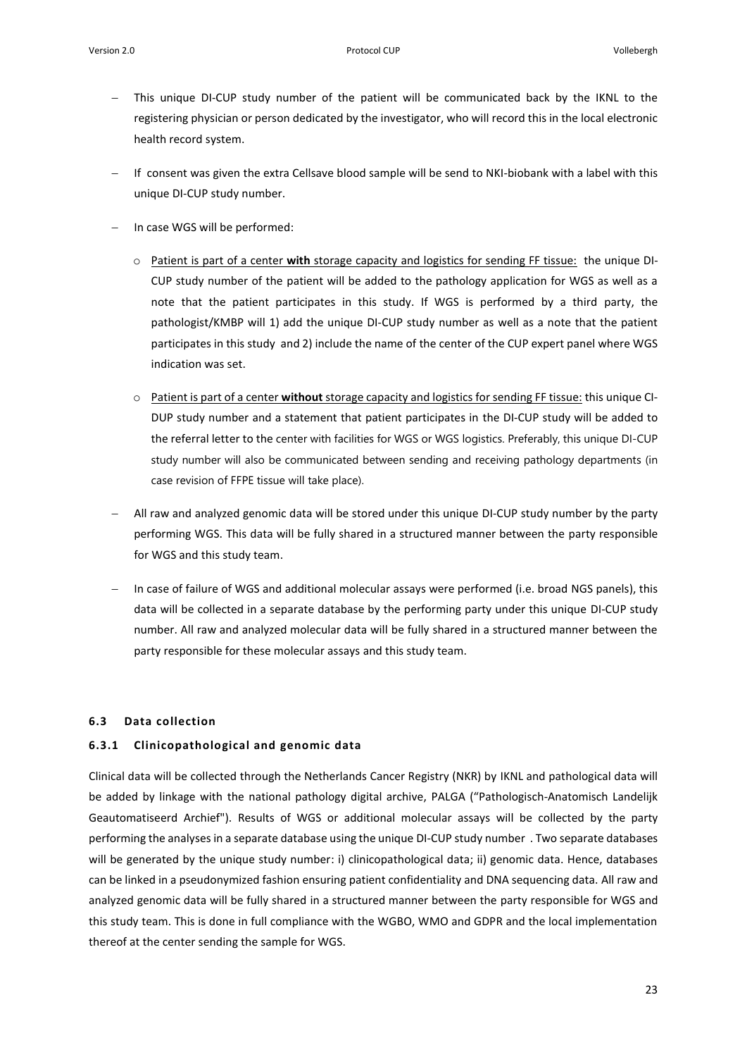- This unique DI-CUP study number of the patient will be communicated back by the IKNL to the registering physician or person dedicated by the investigator, who will record this in the local electronic health record system.
- If consent was given the extra Cellsave blood sample will be send to NKI-biobank with a label with this unique DI-CUP study number.
- In case WGS will be performed:
  - Patient is part of a center **with** storage capacity and logistics for sending FF tissue: the unique DI-CUP study number of the patient will be added to the pathology application for WGS as well as a note that the patient participates in this study. If WGS is performed by a third party, the pathologist/KMBP will 1) add the unique DI-CUP study number as well as a note that the patient participates in this study and 2) include the name of the center of the CUP expert panel where WGS indication was set.
  - Patient is part of a center **without** storage capacity and logistics for sending FF tissue: this unique CI-DUP study number and a statement that patient participates in the DI-CUP study will be added to the referral letter to the center with facilities for WGS or WGS logistics. Preferably, this unique DI-CUP study number will also be communicated between sending and receiving pathology departments (in case revision of FFPE tissue will take place).
- All raw and analyzed genomic data will be stored under this unique DI-CUP study number by the party performing WGS. This data will be fully shared in a structured manner between the party responsible for WGS and this study team.
- In case of failure of WGS and additional molecular assays were performed (i.e. broad NGS panels), this data will be collected in a separate database by the performing party under this unique DI-CUP study number. All raw and analyzed molecular data will be fully shared in a structured manner between the party responsible for these molecular assays and this study team.

### 6.3 Data collection

#### 6.3.1 Clinicopathological and genomic data

Clinical data will be collected through the Netherlands Cancer Registry (NKR) by IKNL and pathological data will be added by linkage with the national pathology digital archive, PALGA ("Pathologisch-Anatomisch Landelijk Geautomatiseerd Archief"). Results of WGS or additional molecular assays will be collected by the party performing the analyses in a separate database using the unique DI-CUP study number . Two separate databases will be generated by the unique study number: i) clinicopathological data; ii) genomic data. Hence, databases can be linked in a pseudonymized fashion ensuring patient confidentiality and DNA sequencing data. All raw and analyzed genomic data will be fully shared in a structured manner between the party responsible for WGS and this study team. This is done in full compliance with the WGBO, WMO and GDPR and the local implementation thereof at the center sending the sample for WGS.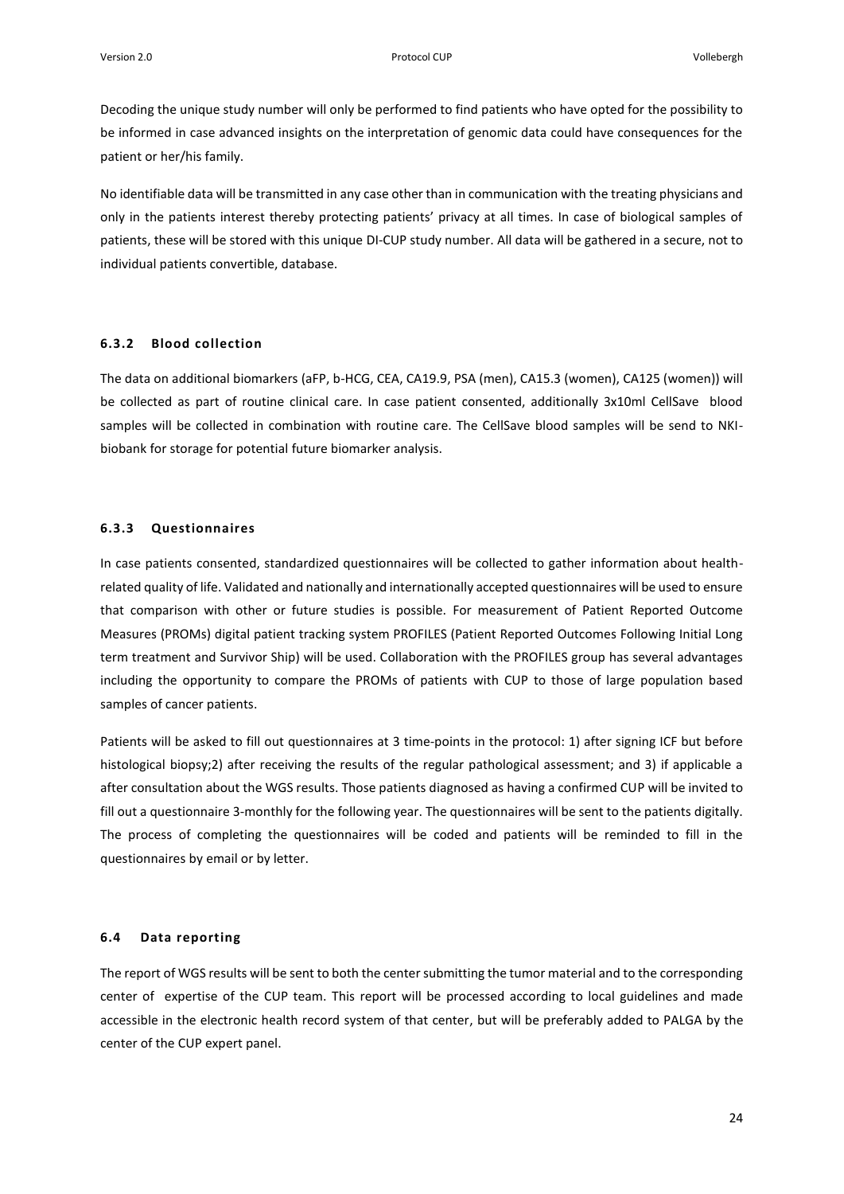Decoding the unique study number will only be performed to find patients who have opted for the possibility to be informed in case advanced insights on the interpretation of genomic data could have consequences for the patient or her/his family.

No identifiable data will be transmitted in any case other than in communication with the treating physicians and only in the patients interest thereby protecting patients' privacy at all times. In case of biological samples of patients, these will be stored with this unique DI-CUP study number. All data will be gathered in a secure, not to individual patients convertible, database.

### 6.3.2 Blood collection

The data on additional biomarkers (aFP, b-HCG, CEA, CA19.9, PSA (men), CA15.3 (women), CA125 (women)) will be collected as part of routine clinical care. In case patient consented, additionally 3x10ml CellSave blood samples will be collected in combination with routine care. The CellSave blood samples will be send to NKI-biobank for storage for potential future biomarker analysis.

### 6.3.3 Questionnaires

In case patients consented, standardized questionnaires will be collected to gather information about health-related quality of life. Validated and nationally and internationally accepted questionnaires will be used to ensure that comparison with other or future studies is possible. For measurement of Patient Reported Outcome Measures (PROMs) digital patient tracking system PROFILES (Patient Reported Outcomes Following Initial Long term treatment and Survivor Ship) will be used. Collaboration with the PROFILES group has several advantages including the opportunity to compare the PROMs of patients with CUP to those of large population based samples of cancer patients.

Patients will be asked to fill out questionnaires at 3 time-points in the protocol: 1) after signing ICF but before histological biopsy;2) after receiving the results of the regular pathological assessment; and 3) if applicable a after consultation about the WGS results. Those patients diagnosed as having a confirmed CUP will be invited to fill out a questionnaire 3-monthly for the following year. The questionnaires will be sent to the patients digitally. The process of completing the questionnaires will be coded and patients will be reminded to fill in the questionnaires by email or by letter.

## 6.4 Data reporting

The report of WGS results will be sent to both the center submitting the tumor material and to the corresponding center of expertise of the CUP team. This report will be processed according to local guidelines and made accessible in the electronic health record system of that center, but will be preferably added to PALGA by the center of the CUP expert panel.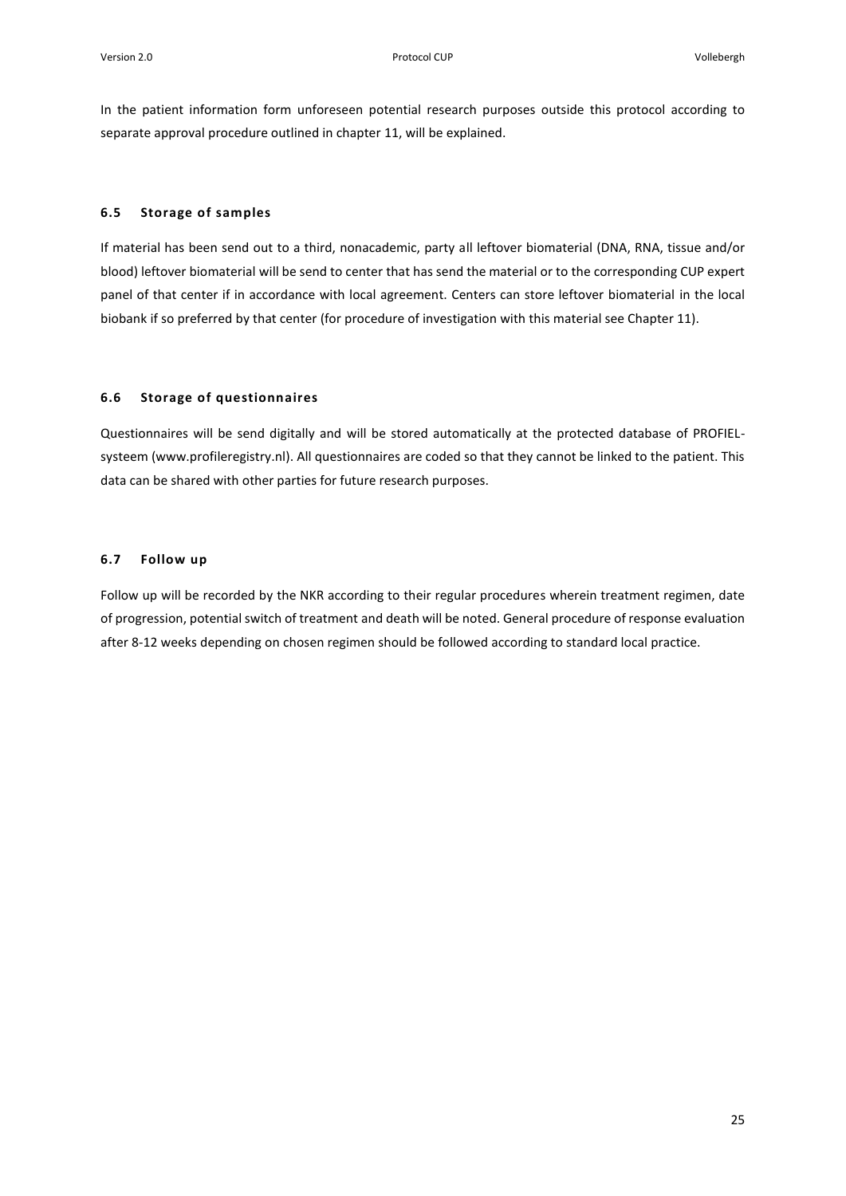In the patient information form unforeseen potential research purposes outside this protocol according to separate approval procedure outlined in chapter 11, will be explained.

### 6.5 Storage of samples

If material has been send out to a third, nonacademic, party all leftover biomaterial (DNA, RNA, tissue and/or blood) leftover biomaterial will be send to center that has send the material or to the corresponding CUP expert panel of that center if in accordance with local agreement. Centers can store leftover biomaterial in the local biobank if so preferred by that center (for procedure of investigation with this material see Chapter 11).

### 6.6 Storage of questionnaires

Questionnaires will be send digitally and will be stored automatically at the protected database of PROFIEL-systeem (www.profileregistry.nl). All questionnaires are coded so that they cannot be linked to the patient. This data can be shared with other parties for future research purposes.

### 6.7 Follow up

Follow up will be recorded by the NKR according to their regular procedures wherein treatment regimen, date of progression, potential switch of treatment and death will be noted. General procedure of response evaluation after 8-12 weeks depending on chosen regimen should be followed according to standard local practice.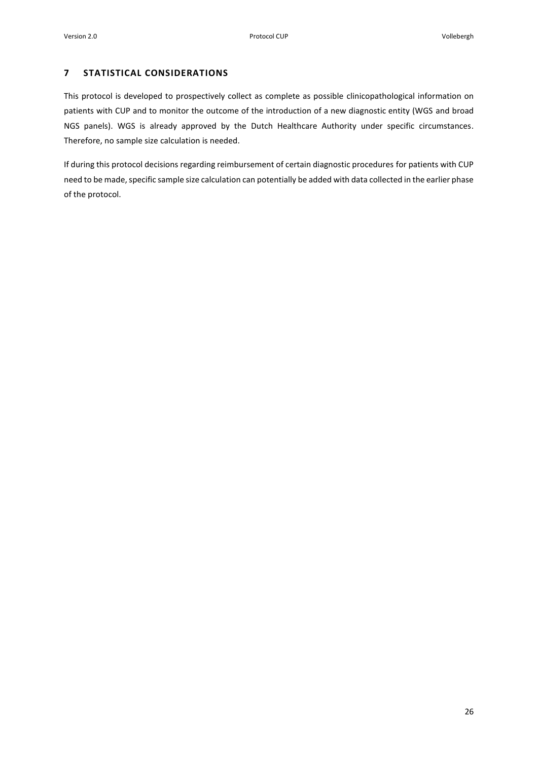# 7 STATISTICAL CONSIDERATIONS

This protocol is developed to prospectively collect as complete as possible clinicopathological information on patients with CUP and to monitor the outcome of the introduction of a new diagnostic entity (WGS and broad NGS panels). WGS is already approved by the Dutch Healthcare Authority under specific circumstances. Therefore, no sample size calculation is needed.

If during this protocol decisions regarding reimbursement of certain diagnostic procedures for patients with CUP need to be made, specific sample size calculation can potentially be added with data collected in the earlier phase of the protocol.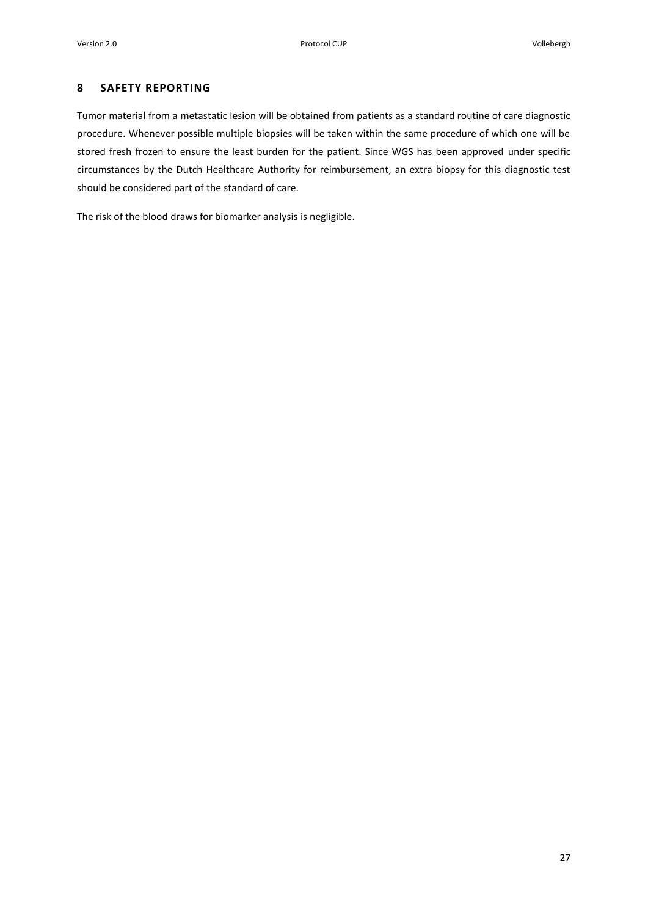# 8 SAFETY REPORTING

Tumor material from a metastatic lesion will be obtained from patients as a standard routine of care diagnostic procedure. Whenever possible multiple biopsies will be taken within the same procedure of which one will be stored fresh frozen to ensure the least burden for the patient. Since WGS has been approved under specific circumstances by the Dutch Healthcare Authority for reimbursement, an extra biopsy for this diagnostic test should be considered part of the standard of care.

The risk of the blood draws for biomarker analysis is negligible.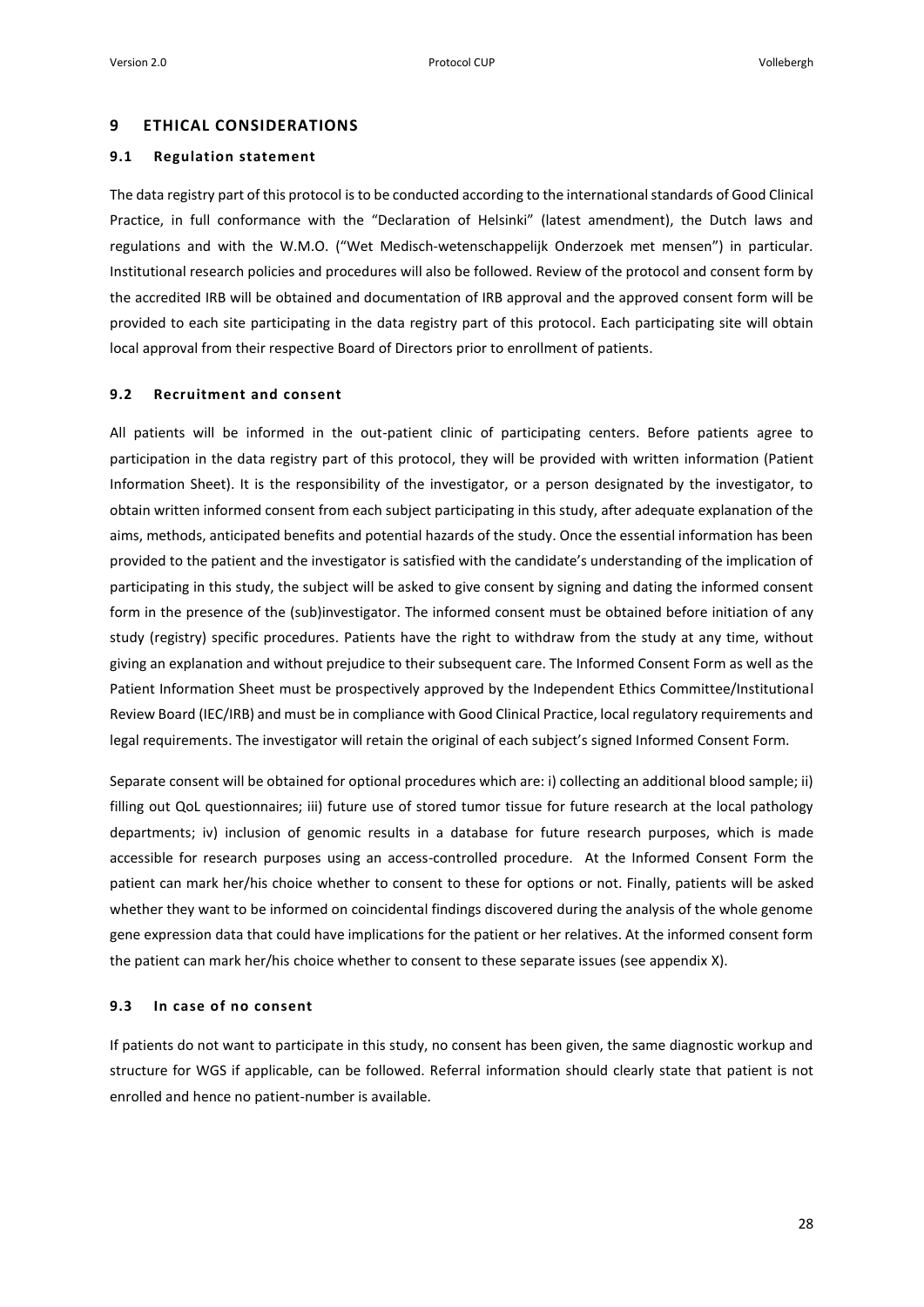# 9 ETHICAL CONSIDERATIONS

## 9.1 Regulation statement

The data registry part of this protocol is to be conducted according to the international standards of Good Clinical Practice, in full conformance with the "Declaration of Helsinki" (latest amendment), the Dutch laws and regulations and with the W.M.O. ("Wet Medisch-wetenschappelijk Onderzoek met mensen") in particular. Institutional research policies and procedures will also be followed. Review of the protocol and consent form by the accredited IRB will be obtained and documentation of IRB approval and the approved consent form will be provided to each site participating in the data registry part of this protocol. Each participating site will obtain local approval from their respective Board of Directors prior to enrollment of patients.

## 9.2 Recruitment and consent

All patients will be informed in the out-patient clinic of participating centers. Before patients agree to participation in the data registry part of this protocol, they will be provided with written information (Patient Information Sheet). It is the responsibility of the investigator, or a person designated by the investigator, to obtain written informed consent from each subject participating in this study, after adequate explanation of the aims, methods, anticipated benefits and potential hazards of the study. Once the essential information has been provided to the patient and the investigator is satisfied with the candidate's understanding of the implication of participating in this study, the subject will be asked to give consent by signing and dating the informed consent form in the presence of the (sub)investigator. The informed consent must be obtained before initiation of any study (registry) specific procedures. Patients have the right to withdraw from the study at any time, without giving an explanation and without prejudice to their subsequent care. The Informed Consent Form as well as the Patient Information Sheet must be prospectively approved by the Independent Ethics Committee/Institutional Review Board (IEC/IRB) and must be in compliance with Good Clinical Practice, local regulatory requirements and legal requirements. The investigator will retain the original of each subject's signed Informed Consent Form.

Separate consent will be obtained for optional procedures which are: i) collecting an additional blood sample; ii) filling out QoL questionnaires; iii) future use of stored tumor tissue for future research at the local pathology departments; iv) inclusion of genomic results in a database for future research purposes, which is made accessible for research purposes using an access-controlled procedure. At the Informed Consent Form the patient can mark her/his choice whether to consent to these for options or not. Finally, patients will be asked whether they want to be informed on coincidental findings discovered during the analysis of the whole genome gene expression data that could have implications for the patient or her relatives. At the informed consent form the patient can mark her/his choice whether to consent to these separate issues (see appendix X).

## 9.3 In case of no consent

If patients do not want to participate in this study, no consent has been given, the same diagnostic workup and structure for WGS if applicable, can be followed. Referral information should clearly state that patient is not enrolled and hence no patient-number is available.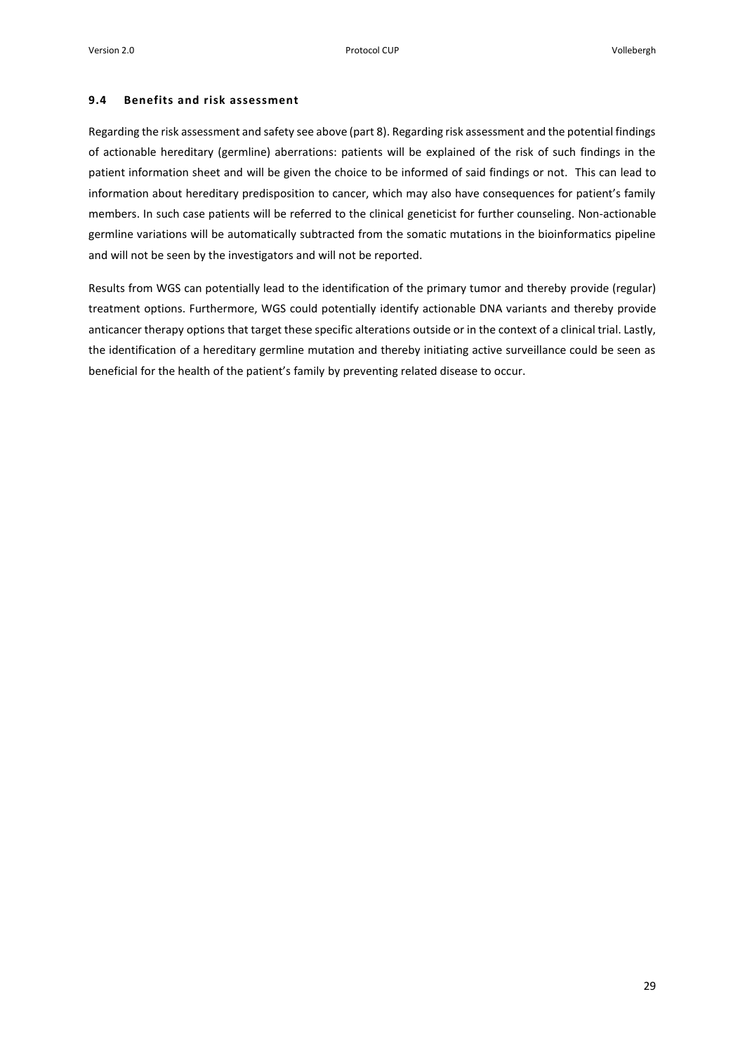### 9.4 Benefits and risk assessment

Regarding the risk assessment and safety see above (part 8). Regarding risk assessment and the potential findings of actionable hereditary (germline) aberrations: patients will be explained of the risk of such findings in the patient information sheet and will be given the choice to be informed of said findings or not. This can lead to information about hereditary predisposition to cancer, which may also have consequences for patient's family members. In such case patients will be referred to the clinical geneticist for further counseling. Non-actionable germline variations will be automatically subtracted from the somatic mutations in the bioinformatics pipeline and will not be seen by the investigators and will not be reported.

Results from WGS can potentially lead to the identification of the primary tumor and thereby provide (regular) treatment options. Furthermore, WGS could potentially identify actionable DNA variants and thereby provide anticancer therapy options that target these specific alterations outside or in the context of a clinical trial. Lastly, the identification of a hereditary germline mutation and thereby initiating active surveillance could be seen as beneficial for the health of the patient's family by preventing related disease to occur.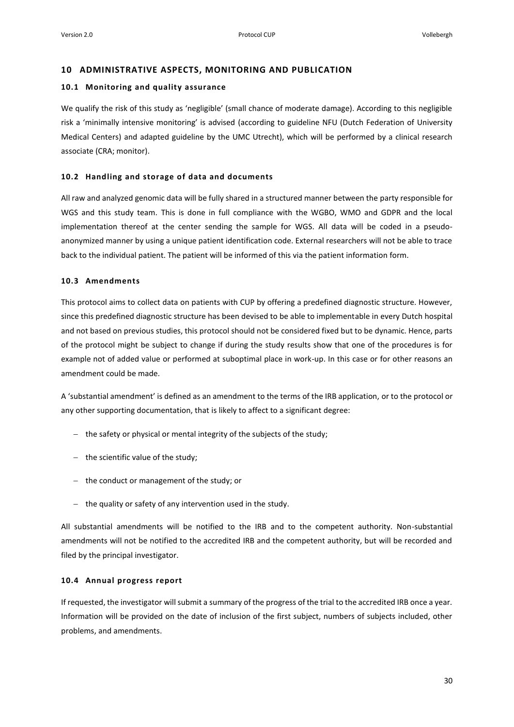## 10 ADMINISTRATIVE ASPECTS, MONITORING AND PUBLICATION

### 10.1 Monitoring and quality assurance

We qualify the risk of this study as 'negligible' (small chance of moderate damage). According to this negligible risk a 'minimally intensive monitoring' is advised (according to guideline NFU (Dutch Federation of University Medical Centers) and adapted guideline by the UMC Utrecht), which will be performed by a clinical research associate (CRA; monitor).

### 10.2 Handling and storage of data and documents

All raw and analyzed genomic data will be fully shared in a structured manner between the party responsible for WGS and this study team. This is done in full compliance with the WGBO, WMO and GDPR and the local implementation thereof at the center sending the sample for WGS. All data will be coded in a pseudo-anonymized manner by using a unique patient identification code. External researchers will not be able to trace back to the individual patient. The patient will be informed of this via the patient information form.

### 10.3 Amendments

This protocol aims to collect data on patients with CUP by offering a predefined diagnostic structure. However, since this predefined diagnostic structure has been devised to be able to implementable in every Dutch hospital and not based on previous studies, this protocol should not be considered fixed but to be dynamic. Hence, parts of the protocol might be subject to change if during the study results show that one of the procedures is for example not of added value or performed at suboptimal place in work-up. In this case or for other reasons an amendment could be made.

A 'substantial amendment' is defined as an amendment to the terms of the IRB application, or to the protocol or any other supporting documentation, that is likely to affect to a significant degree:

- the safety or physical or mental integrity of the subjects of the study;
- the scientific value of the study;
- the conduct or management of the study; or
- the quality or safety of any intervention used in the study.

All substantial amendments will be notified to the IRB and to the competent authority. Non-substantial amendments will not be notified to the accredited IRB and the competent authority, but will be recorded and filed by the principal investigator.

### 10.4 Annual progress report

If requested, the investigator will submit a summary of the progress of the trial to the accredited IRB once a year. Information will be provided on the date of inclusion of the first subject, numbers of subjects included, other problems, and amendments.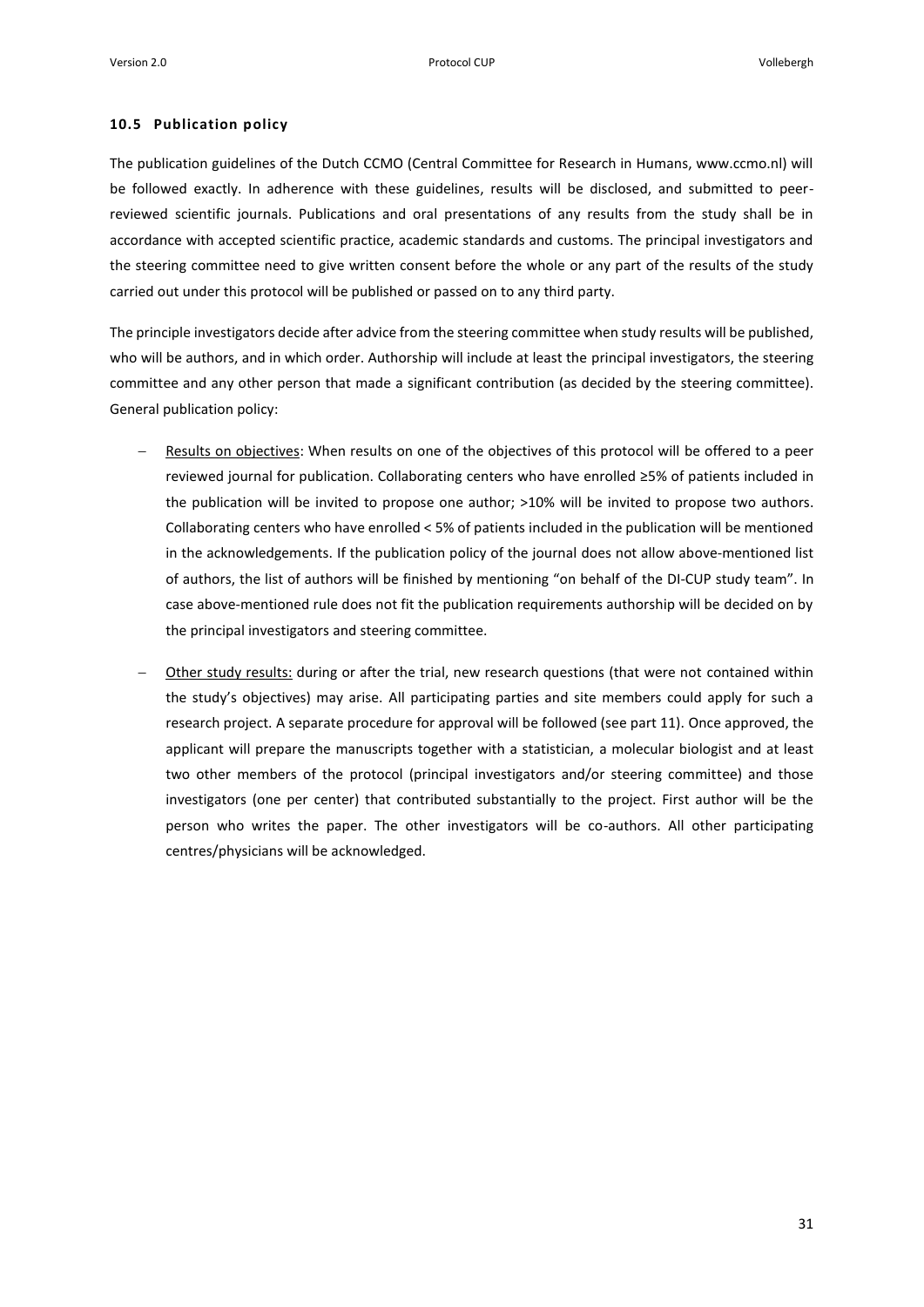### 10.5 Publication policy

The publication guidelines of the Dutch CCMO (Central Committee for Research in Humans, www.ccmo.nl) will be followed exactly. In adherence with these guidelines, results will be disclosed, and submitted to peer-reviewed scientific journals. Publications and oral presentations of any results from the study shall be in accordance with accepted scientific practice, academic standards and customs. The principal investigators and the steering committee need to give written consent before the whole or any part of the results of the study carried out under this protocol will be published or passed on to any third party.

The principle investigators decide after advice from the steering committee when study results will be published, who will be authors, and in which order. Authorship will include at least the principal investigators, the steering committee and any other person that made a significant contribution (as decided by the steering committee). General publication policy:

- Results on objectives: When results on one of the objectives of this protocol will be offered to a peer reviewed journal for publication. Collaborating centers who have enrolled ≥5% of patients included in the publication will be invited to propose one author; >10% will be invited to propose two authors. Collaborating centers who have enrolled < 5% of patients included in the publication will be mentioned in the acknowledgements. If the publication policy of the journal does not allow above-mentioned list of authors, the list of authors will be finished by mentioning "on behalf of the DI-CUP study team". In case above-mentioned rule does not fit the publication requirements authorship will be decided on by the principal investigators and steering committee.
- Other study results: during or after the trial, new research questions (that were not contained within the study's objectives) may arise. All participating parties and site members could apply for such a research project. A separate procedure for approval will be followed (see part 11). Once approved, the applicant will prepare the manuscripts together with a statistician, a molecular biologist and at least two other members of the protocol (principal investigators and/or steering committee) and those investigators (one per center) that contributed substantially to the project. First author will be the person who writes the paper. The other investigators will be co-authors. All other participating centres/physicians will be acknowledged.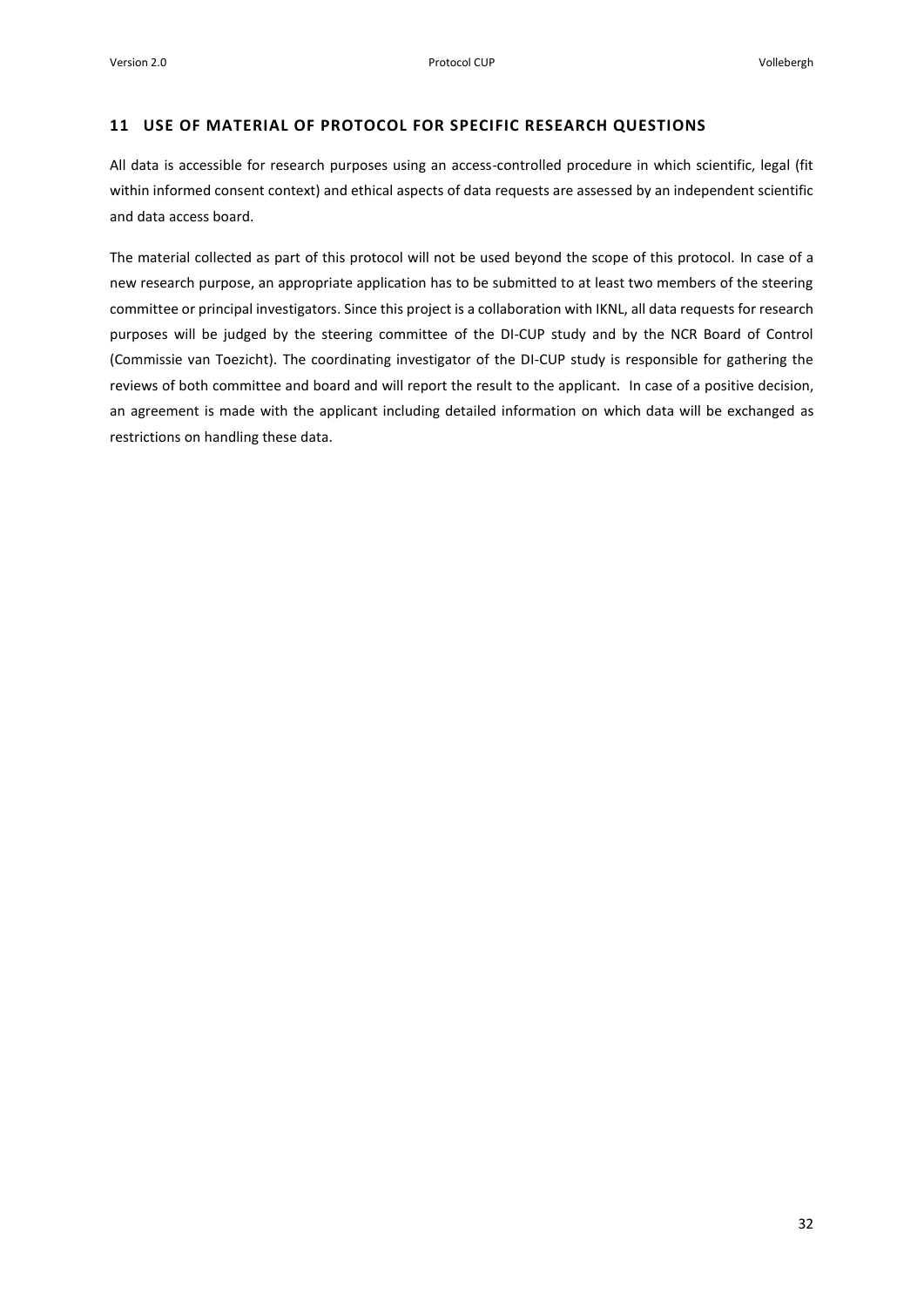## 11 USE OF MATERIAL OF PROTOCOL FOR SPECIFIC RESEARCH QUESTIONS

All data is accessible for research purposes using an access-controlled procedure in which scientific, legal (fit within informed consent context) and ethical aspects of data requests are assessed by an independent scientific and data access board.

The material collected as part of this protocol will not be used beyond the scope of this protocol. In case of a new research purpose, an appropriate application has to be submitted to at least two members of the steering committee or principal investigators. Since this project is a collaboration with IKNL, all data requests for research purposes will be judged by the steering committee of the DI-CUP study and by the NCR Board of Control (Commissie van Toezicht). The coordinating investigator of the DI-CUP study is responsible for gathering the reviews of both committee and board and will report the result to the applicant. In case of a positive decision, an agreement is made with the applicant including detailed information on which data will be exchanged as restrictions on handling these data.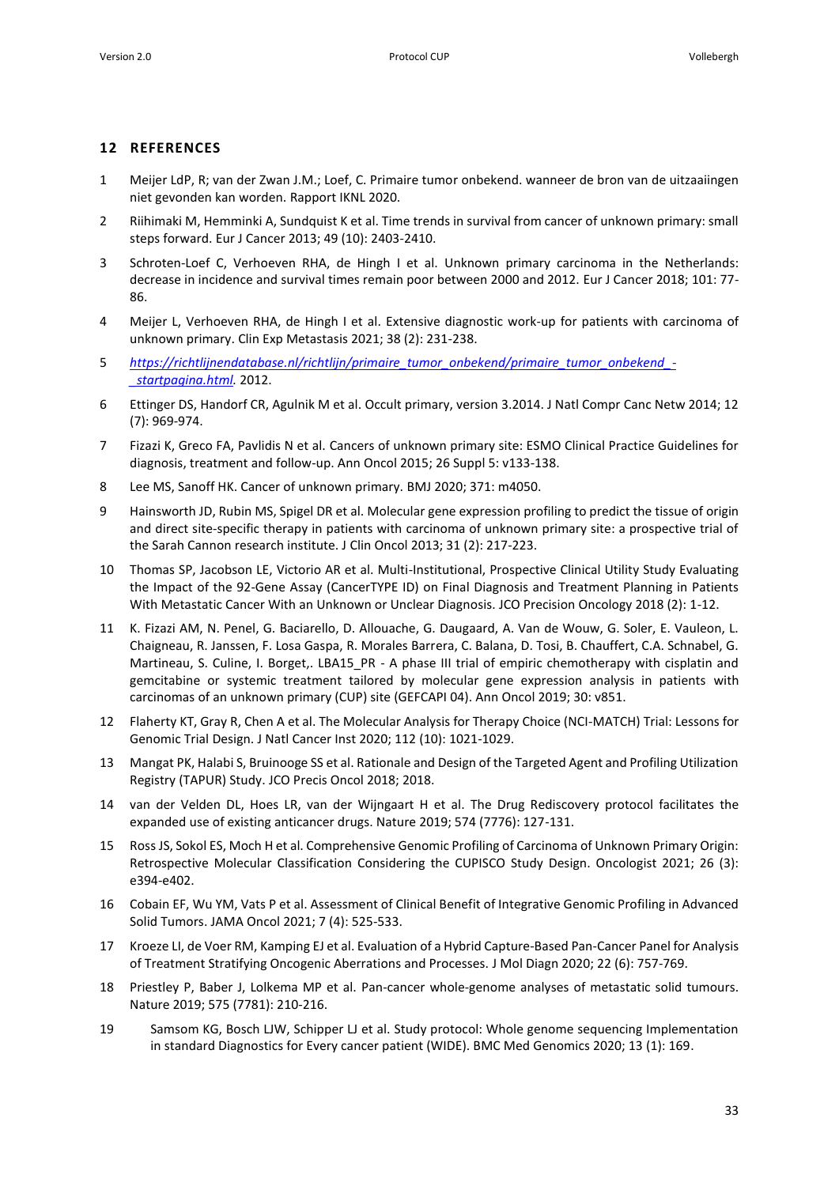## 12 REFERENCES

1. Meijer LdP, R; van der Zwan J.M.; Loef, C. Primaire tumor onbekend. wanneer de bron van de uitzaaiingen niet gevonden kan worden. Rapport IKNL 2020.
2. Riihimaki M, Hemminki A, Sundquist K et al. Time trends in survival from cancer of unknown primary: small steps forward. Eur J Cancer 2013; 49 (10): 2403-2410.
3. Schroten-Loef C, Verhoeven RHA, de Hingh I et al. Unknown primary carcinoma in the Netherlands: decrease in incidence and survival times remain poor between 2000 and 2012. Eur J Cancer 2018; 101: 77-86.
4. Meijer L, Verhoeven RHA, de Hingh I et al. Extensive diagnostic work-up for patients with carcinoma of unknown primary. Clin Exp Metastasis 2021; 38 (2): 231-238.
5. *https://richtlijnendatabase.nl/richtlijn/primaire_tumor_onbekend/primaire_tumor_onbekend_-_startpagina.html.* 2012.
6. Ettinger DS, Handorf CR, Agulnik M et al. Occult primary, version 3.2014. J Natl Compr Canc Netw 2014; 12 (7): 969-974.
7. Fizazi K, Greco FA, Pavlidis N et al. Cancers of unknown primary site: ESMO Clinical Practice Guidelines for diagnosis, treatment and follow-up. Ann Oncol 2015; 26 Suppl 5: v133-138.
8. Lee MS, Sanoff HK. Cancer of unknown primary. BMJ 2020; 371: m4050.
9. Hainsworth JD, Rubin MS, Spigel DR et al. Molecular gene expression profiling to predict the tissue of origin and direct site-specific therapy in patients with carcinoma of unknown primary site: a prospective trial of the Sarah Cannon research institute. J Clin Oncol 2013; 31 (2): 217-223.
10. Thomas SP, Jacobson LE, Victorio AR et al. Multi-Institutional, Prospective Clinical Utility Study Evaluating the Impact of the 92-Gene Assay (CancerTYPE ID) on Final Diagnosis and Treatment Planning in Patients With Metastatic Cancer With an Unknown or Unclear Diagnosis. JCO Precision Oncology 2018 (2): 1-12.
11. K. Fizazi AM, N. Penel, G. Baciarello, D. Allouache, G. Daugaard, A. Van de Wouw, G. Soler, E. Vauleon, L. Chaigneau, R. Janssen, F. Losa Gaspa, R. Morales Barrera, C. Balana, D. Tosi, B. Chauffert, C.A. Schnabel, G. Martineau, S. Culine, I. Borget,. LBA15_PR - A phase III trial of empiric chemotherapy with cisplatin and gemcitabine or systemic treatment tailored by molecular gene expression analysis in patients with carcinomas of an unknown primary (CUP) site (GEFCAPI 04). Ann Oncol 2019; 30: v851.
12. Flaherty KT, Gray R, Chen A et al. The Molecular Analysis for Therapy Choice (NCI-MATCH) Trial: Lessons for Genomic Trial Design. J Natl Cancer Inst 2020; 112 (10): 1021-1029.
13. Mangat PK, Halabi S, Bruinooge SS et al. Rationale and Design of the Targeted Agent and Profiling Utilization Registry (TAPUR) Study. JCO Precis Oncol 2018; 2018.
14. van der Velden DL, Hoes LR, van der Wijngaart H et al. The Drug Rediscovery protocol facilitates the expanded use of existing anticancer drugs. Nature 2019; 574 (7776): 127-131.
15. Ross JS, Sokol ES, Moch H et al. Comprehensive Genomic Profiling of Carcinoma of Unknown Primary Origin: Retrospective Molecular Classification Considering the CUPISCO Study Design. Oncologist 2021; 26 (3): e394-e402.
16. Cobain EF, Wu YM, Vats P et al. Assessment of Clinical Benefit of Integrative Genomic Profiling in Advanced Solid Tumors. JAMA Oncol 2021; 7 (4): 525-533.
17. Kroeze LI, de Voer RM, Kamping EJ et al. Evaluation of a Hybrid Capture-Based Pan-Cancer Panel for Analysis of Treatment Stratifying Oncogenic Aberrations and Processes. J Mol Diagn 2020; 22 (6): 757-769.
18. Priestley P, Baber J, Lolkema MP et al. Pan-cancer whole-genome analyses of metastatic solid tumours. Nature 2019; 575 (7781): 210-216.
19. Samsom KG, Bosch LJW, Schipper LJ et al. Study protocol: Whole genome sequencing Implementation in standard Diagnostics for Every cancer patient (WIDE). BMC Med Genomics 2020; 13 (1): 169.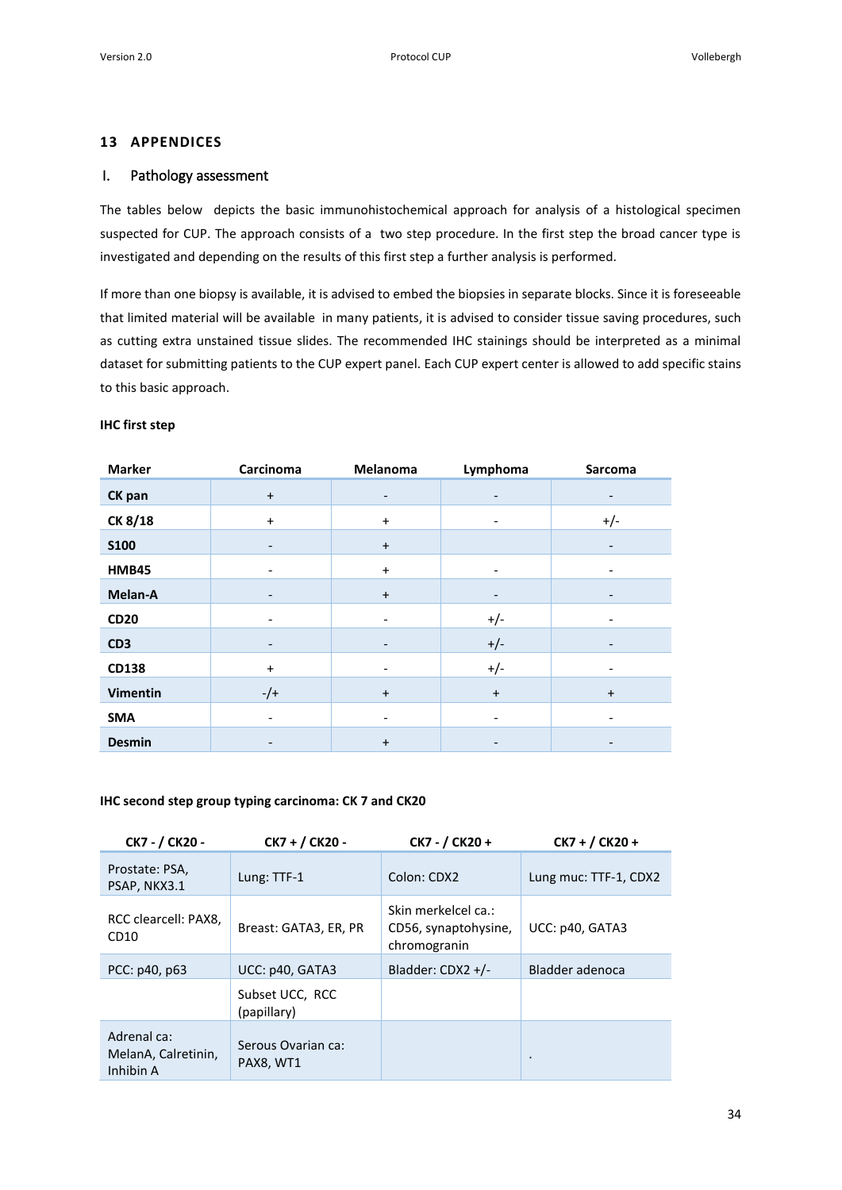# 13 APPENDICES

## I. Pathology assessment

The tables below depicts the basic immunohistochemical approach for analysis of a histological specimen suspected for CUP. The approach consists of a two step procedure. In the first step the broad cancer type is investigated and depending on the results of this first step a further analysis is performed.

If more than one biopsy is available, it is advised to embed the biopsies in separate blocks. Since it is foreseeable that limited material will be available in many patients, it is advised to consider tissue saving procedures, such as cutting extra unstained tissue slides. The recommended IHC stainings should be interpreted as a minimal dataset for submitting patients to the CUP expert panel. Each CUP expert center is allowed to add specific stains to this basic approach.

**IHC first step**

| Marker | Carcinoma | Melanoma | Lymphoma | Sarcoma |
|---|---|---|---|---|
| **CK pan** | + | - | - | - |
| **CK 8/18** | + | + | - | +/- |
| **S100** | - | + | | - |
| **HMB45** | - | + | - | - |
| **Melan-A** | - | + | - | - |
| **CD20** | - | - | +/- | - |
| **CD3** | - | - | +/- | - |
| **CD138** | + | - | +/- | - |
| **Vimentin** | -/+ | + | + | + |
| **SMA** | - | - | - | - |
| **Desmin** | - | + | - | - |

**IHC second step group typing carcinoma: CK 7 and CK20**

| CK7 - / CK20 - | CK7 + / CK20 - | CK7 - / CK20 + | CK7 + / CK20 + |
|---|---|---|---|
| Prostate: PSA, PSAP, NKX3.1 | Lung: TTF-1 | Colon: CDX2 | Lung muc: TTF-1, CDX2 |
| RCC clearcell: PAX8, CD10 | Breast: GATA3, ER, PR | Skin merkelcel ca.: CD56, synaptohysine, chromogranin | UCC: p40, GATA3 |
| PCC: p40, p63 | UCC: p40, GATA3 | Bladder: CDX2 +/- | Bladder adenoca |
| | Subset UCC, RCC (papillary) | | |
| Adrenal ca: MelanA, Calretinin, Inhibin A | Serous Ovarian ca: PAX8, WT1 | | . |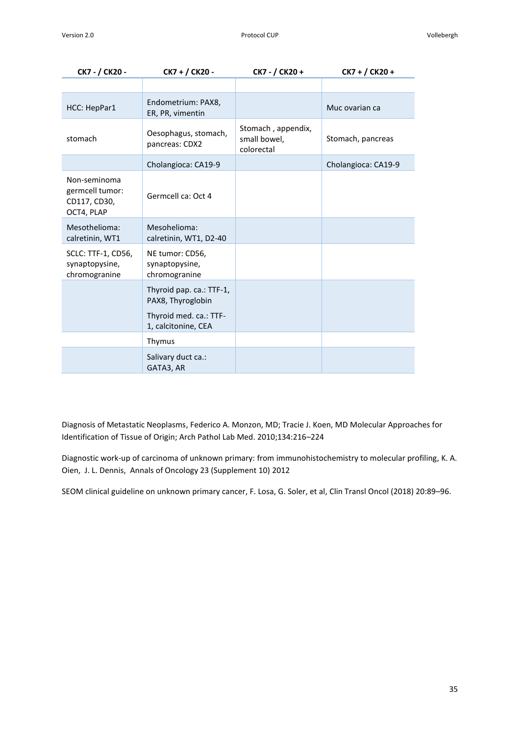| CK7 - / CK20 - | CK7 + / CK20 - | CK7 - / CK20 + | CK7 + / CK20 + |
|---|---|---|---|
| | | | |
| HCC: HepPar1 | Endometrium: PAX8, ER, PR, vimentin | | Muc ovarian ca |
| stomach | Oesophagus, stomach, pancreas: CDX2 | Stomach , appendix, small bowel, colorectal | Stomach, pancreas |
| | Cholangioca: CA19-9 | | Cholangioca: CA19-9 |
| Non-seminoma germcell tumor: CD117, CD30, OCT4, PLAP | Germcell ca: Oct 4 | | |
| Mesothelioma: calretinin, WT1 | Mesohelioma: calretinin, WT1, D2-40 | | |
| SCLC: TTF-1, CD56, synaptopysine, chromogranine | NE tumor: CD56, synaptopysine, chromogranine | | |
| | Thyroid pap. ca.: TTF-1, PAX8, Thyroglobin<br>Thyroid med. ca.: TTF-1, calcitonine, CEA | | |
| | Thymus | | |
| | Salivary duct ca.: GATA3, AR | | |

Diagnosis of Metastatic Neoplasms, Federico A. Monzon, MD; Tracie J. Koen, MD Molecular Approaches for Identification of Tissue of Origin; Arch Pathol Lab Med. 2010;134:216–224

Diagnostic work-up of carcinoma of unknown primary: from immunohistochemistry to molecular profiling, K. A. Oien, J. L. Dennis, Annals of Oncology 23 (Supplement 10) 2012

SEOM clinical guideline on unknown primary cancer, F. Losa, G. Soler, et al, Clin Transl Oncol (2018) 20:89–96.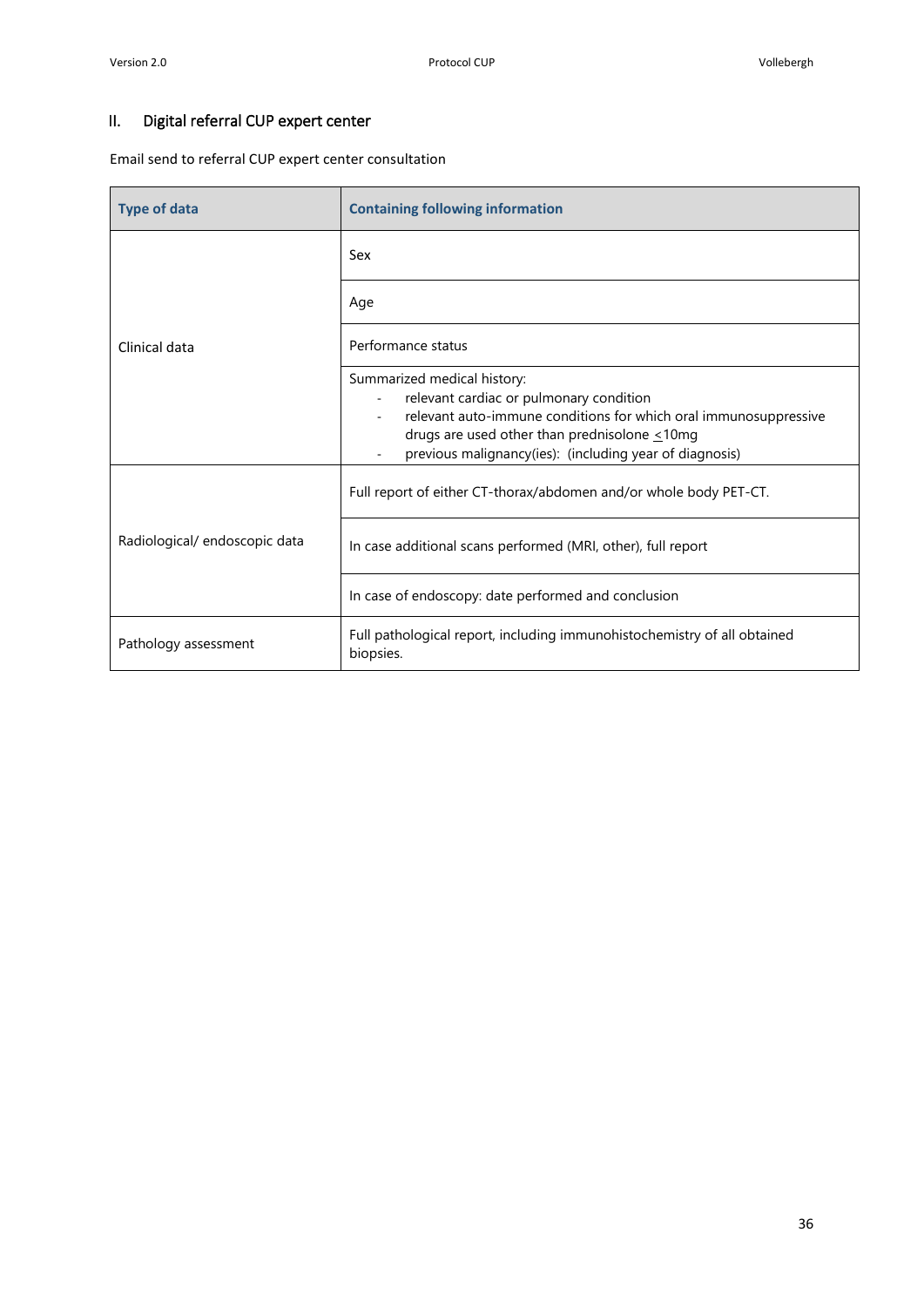## II. Digital referral CUP expert center

Email send to referral CUP expert center consultation

| Type of data | Containing following information |
|---|---|
| Clinical data | Sex |
| | Age |
| | Performance status |
| | Summarized medical history:<br>- relevant cardiac or pulmonary condition<br>- relevant auto-immune conditions for which oral immunosuppressive drugs are used other than prednisolone $\leq$10mg<br>- previous malignancy(ies): (including year of diagnosis) |
| Radiological/ endoscopic data | Full report of either CT-thorax/abdomen and/or whole body PET-CT. |
| | In case additional scans performed (MRI, other), full report |
| | In case of endoscopy: date performed and conclusion |
| Pathology assessment | Full pathological report, including immunohistochemistry of all obtained biopsies. |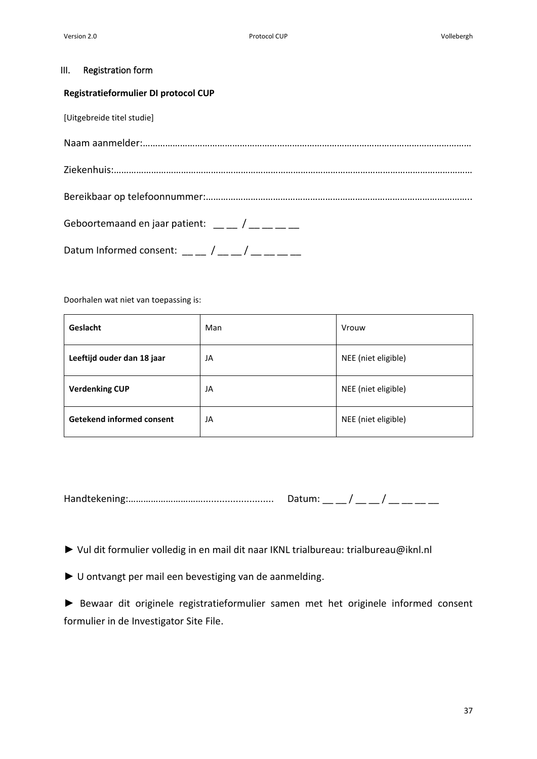## III. Registration form

**Registratieformulier DI protocol CUP**

[Uitgebreide titel studie]

Naam aanmelder:……………………………………………………………………………………………………………………

Ziekenhuis:……………………………………………………………………………………………………………………………

Bereikbaar op telefoonnummer:………………………………………………………………………………………………..

Geboortemaand en jaar patient: __ __ / __ __ __ __

Datum Informed consent: __ __ / __ __ / __ __ __ __

Doorhalen wat niet van toepassing is:

| | | |
|---|---|---|
| **Geslacht** | Man | Vrouw |
| **Leeftijd ouder dan 18 jaar** | JA | NEE (niet eligible) |
| **Verdenking CUP** | JA | NEE (niet eligible) |
| **Getekend informed consent** | JA | NEE (niet eligible) |

Handtekening:……………………………........................ Datum: __ __ / __ __ / __ __ __ __

► Vul dit formulier volledig in en mail dit naar IKNL trialbureau: trialbureau@iknl.nl

► U ontvangt per mail een bevestiging van de aanmelding.

► Bewaar dit originele registratieformulier samen met het originele informed consent formulier in de Investigator Site File.